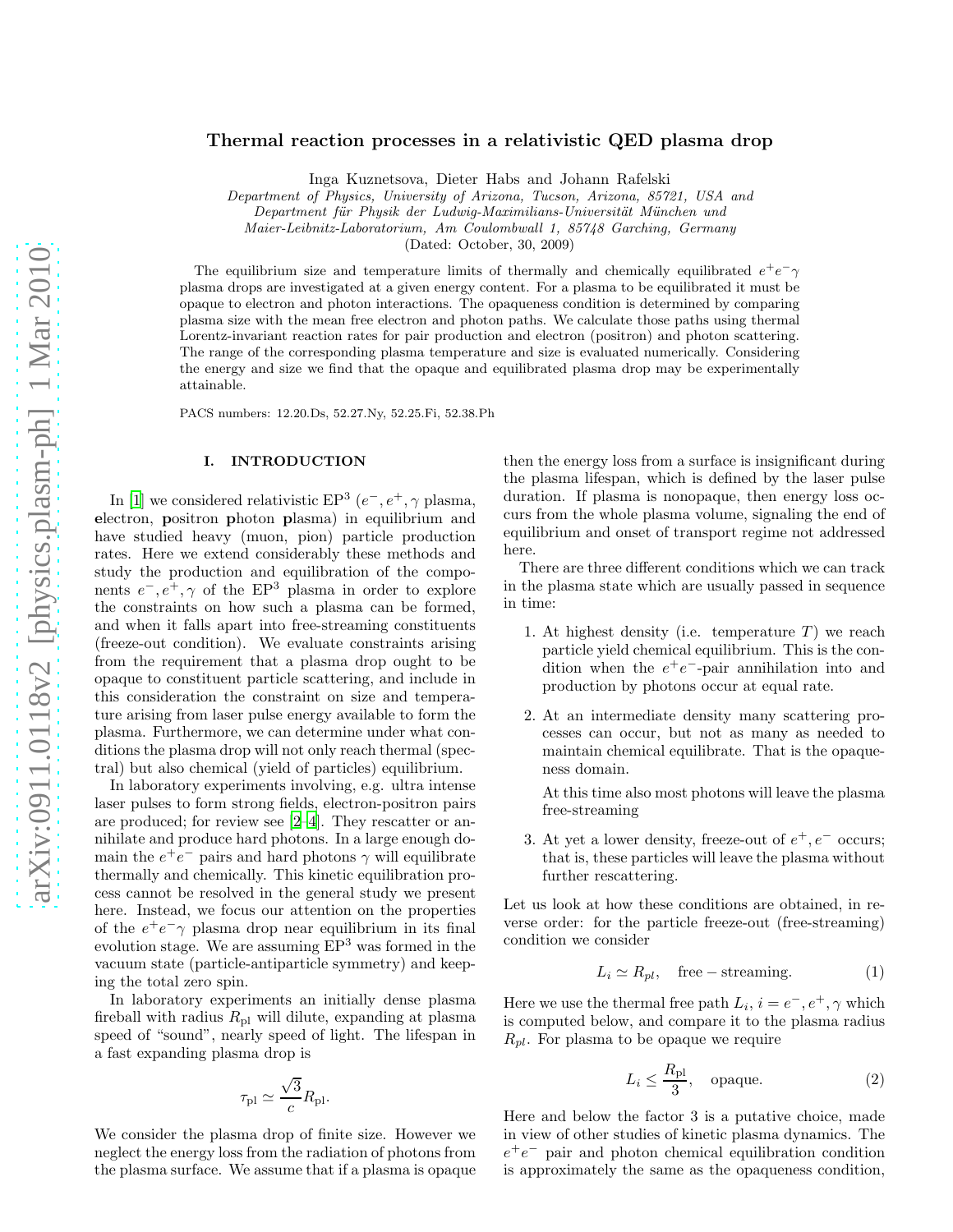# Thermal reaction processes in a relativistic QED plasma drop

Inga Kuznetsova, Dieter Habs and Johann Rafelski

*Department of Physics, University of Arizona, Tucson, Arizona, 85721, USA and*
*Department für Physik der Ludwig-Maximilians-Universität München und*
*Maier-Leibnitz-Laboratorium, Am Coulombwall 1, 85748 Garching, Germany*
(Dated: October, 30, 2009)

The equilibrium size and temperature limits of thermally and chemically equilibrated $e^+e^-\gamma$ plasma drops are investigated at a given energy content. For a plasma to be equilibrated it must be opaque to electron and photon interactions. The opaqueness condition is determined by comparing plasma size with the mean free electron and photon paths. We calculate those paths using thermal Lorentz-invariant reaction rates for pair production and electron (positron) and photon scattering. The range of the corresponding plasma temperature and size is evaluated numerically. Considering the energy and size we find that the opaque and equilibrated plasma drop may be experimentally attainable.

PACS numbers: 12.20.Ds, 52.27.Ny, 52.25.Fi, 52.38.Ph

## I. INTRODUCTION

In [1] we considered relativistic EP$^3$ ($e^-, e^+, \gamma$ plasma, **e**lectron, **p**ositron **p**hoton **p**lasma) in equilibrium and have studied heavy (muon, pion) particle production rates. Here we extend considerably these methods and study the production and equilibration of the components $e^-, e^+, \gamma$ of the EP$^3$ plasma in order to explore the constraints on how such a plasma can be formed, and when it falls apart into free-streaming constituents (freeze-out condition). We evaluate constraints arising from the requirement that a plasma drop ought to be opaque to constituent particle scattering, and include in this consideration the constraint on size and temperature arising from laser pulse energy available to form the plasma. Furthermore, we can determine under what conditions the plasma drop will not only reach thermal (spectral) but also chemical (yield of particles) equilibrium.

In laboratory experiments involving, e.g. ultra intense laser pulses to form strong fields, electron-positron pairs are produced; for review see [2–4]. They rescatter or annihilate and produce hard photons. In a large enough domain the $e^+e^-$ pairs and hard photons $\gamma$ will equilibrate thermally and chemically. This kinetic equilibration process cannot be resolved in the general study we present here. Instead, we focus our attention on the properties of the $e^+e^-\gamma$ plasma drop near equilibrium in its final evolution stage. We are assuming EP$^3$ was formed in the vacuum state (particle-antiparticle symmetry) and keeping the total zero spin.

In laboratory experiments an initially dense plasma fireball with radius $R_{\rm pl}$ will dilute, expanding at plasma speed of "sound", nearly speed of light. The lifespan in a fast expanding plasma drop is

$$\tau_{\rm pl} \simeq \frac{\sqrt{3}}{c} R_{\rm pl}.$$

We consider the plasma drop of finite size. However we neglect the energy loss from the radiation of photons from the plasma surface. We assume that if a plasma is opaque then the energy loss from a surface is insignificant during the plasma lifespan, which is defined by the laser pulse duration. If plasma is nonopaque, then energy loss occurs from the whole plasma volume, signaling the end of equilibrium and onset of transport regime not addressed here.

There are three different conditions which we can track in the plasma state which are usually passed in sequence in time:

1. At highest density (i.e. temperature $T$) we reach particle yield chemical equilibrium. This is the condition when the $e^+e^-$-pair annihilation into and production by photons occur at equal rate.

2. At an intermediate density many scattering processes can occur, but not as many as needed to maintain chemical equilibrate. That is the opaqueness domain.

   At this time also most photons will leave the plasma free-streaming

3. At yet a lower density, freeze-out of $e^+, e^-$ occurs; that is, these particles will leave the plasma without further rescattering.

Let us look at how these conditions are obtained, in reverse order: for the particle freeze-out (free-streaming) condition we consider

$$L_i \simeq R_{pl}, \quad \text{free}-\text{streaming}. \tag{1}$$

Here we use the thermal free path $L_i$, $i = e^-, e^+, \gamma$ which is computed below, and compare it to the plasma radius $R_{pl}$. For plasma to be opaque we require

$$L_i \leq \frac{R_{\rm pl}}{3}, \quad \text{opaque}. \tag{2}$$

Here and below the factor 3 is a putative choice, made in view of other studies of kinetic plasma dynamics. The $e^+e^-$ pair and photon chemical equilibration condition is approximately the same as the opaqueness condition,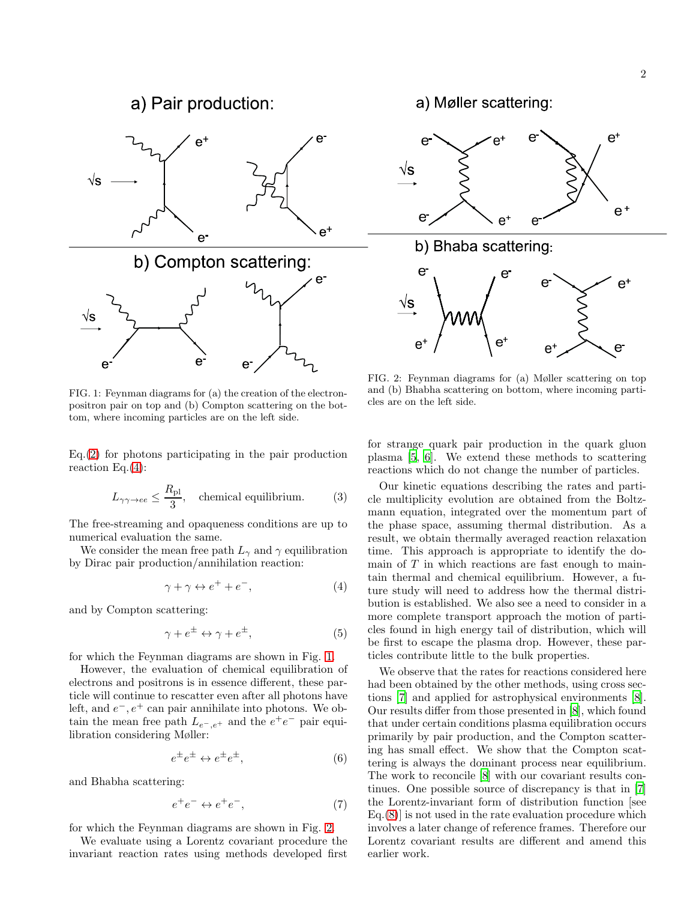FIG. 1: Feynman diagrams for (a) the creation of the electron-positron pair on top and (b) Compton scattering on the bottom, where incoming particles are on the left side.

FIG. 2: Feynman diagrams for (a) Møller scattering on top and (b) Bhabha scattering on bottom, where incoming particles are on the left side.

Eq.(2) for photons participating in the pair production reaction Eq.(4):

$$L_{\gamma\gamma\to ee} \leq \frac{R_{\rm pl}}{3}, \quad \text{chemical equilibrium.} \tag{3}$$

The free-streaming and opaqueness conditions are up to numerical evaluation the same.

We consider the mean free path $L_\gamma$ and $\gamma$ equilibration by Dirac pair production/annihilation reaction:

$$\gamma + \gamma \leftrightarrow e^+ + e^-, \tag{4}$$

and by Compton scattering:

$$\gamma + e^\pm \leftrightarrow \gamma + e^\pm, \tag{5}$$

for which the Feynman diagrams are shown in Fig. 1.

However, the evaluation of chemical equilibration of electrons and positrons is in essence different, these particle will continue to rescatter even after all photons have left, and $e^-, e^+$ can pair annihilate into photons. We obtain the mean free path $L_{e^-,e^+}$ and the $e^+e^-$ pair equilibration considering Møller:

$$e^\pm e^\pm \leftrightarrow e^\pm e^\pm, \tag{6}$$

and Bhabha scattering:

$$e^+e^- \leftrightarrow e^+e^-, \tag{7}$$

for which the Feynman diagrams are shown in Fig. 2.

We evaluate using a Lorentz covariant procedure the invariant reaction rates using methods developed first for strange quark pair production in the quark gluon plasma [5, 6]. We extend these methods to scattering reactions which do not change the number of particles.

Our kinetic equations describing the rates and particle multiplicity evolution are obtained from the Boltzmann equation, integrated over the momentum part of the phase space, assuming thermal distribution. As a result, we obtain thermally averaged reaction relaxation time. This approach is appropriate to identify the domain of $T$ in which reactions are fast enough to maintain thermal and chemical equilibrium. However, a future study will need to address how the thermal distribution is established. We also see a need to consider in a more complete transport approach the motion of particles found in high energy tail of distribution, which will be first to escape the plasma drop. However, these particles contribute little to the bulk properties.

We observe that the rates for reactions considered here had been obtained by the other methods, using cross sections [7] and applied for astrophysical environments [8]. Our results differ from those presented in [8], which found that under certain conditions plasma equilibration occurs primarily by pair production, and the Compton scattering has small effect. We show that the Compton scattering is always the dominant process near equilibrium. The work to reconcile [8] with our covariant results continues. One possible source of discrepancy is that in [7] the Lorentz-invariant form of distribution function [see Eq.(8)] is not used in the rate evaluation procedure which involves a later change of reference frames. Therefore our Lorentz covariant results are different and amend this earlier work.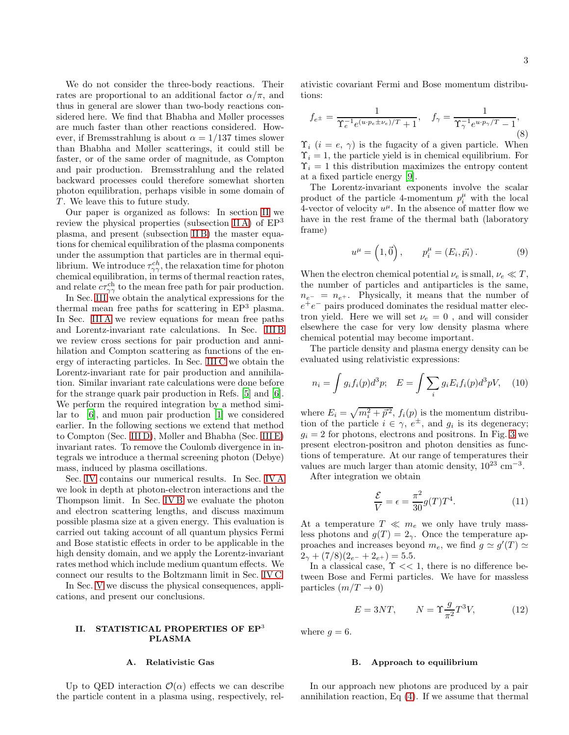We do not consider the three-body reactions. Their rates are proportional to an additional factor $\alpha/\pi$, and thus in general are slower than two-body reactions considered here. We find that Bhabha and Møller processes are much faster than other reactions considered. However, if Bremsstrahlung is about $\alpha = 1/137$ times slower than Bhabha and Møller scatterings, it could still be faster, or of the same order of magnitude, as Compton and pair production. Bremsstrahlung and the related backward processes could therefore somewhat shorten photon equilibration, perhaps visible in some domain of $T$. We leave this to future study.

Our paper is organized as follows: In section II we review the physical properties (subsection II A) of EP$^3$ plasma, and present (subsection II B) the master equations for chemical equilibration of the plasma components under the assumption that particles are in thermal equilibrium. We introduce $\tau^{ch}_{\gamma\gamma}$, the relaxation time for photon chemical equilibration, in terms of thermal reaction rates, and relate $c\tau^{\rm ch}_{\gamma\gamma}$ to the mean free path for pair production.

In Sec. III we obtain the analytical expressions for the thermal mean free paths for scattering in EP$^3$ plasma. In Sec. III A we review equations for mean free paths and Lorentz-invariant rate calculations. In Sec. III B we review cross sections for pair production and annihilation and Compton scattering as functions of the energy of interacting particles. In Sec. III C we obtain the Lorentz-invariant rate for pair production and annihilation. Similar invariant rate calculations were done before for the strange quark pair production in Refs. [5] and [6]. We perform the required integration by a method similar to [6], and muon pair production [1] we considered earlier. In the following sections we extend that method to Compton (Sec. III D), Møller and Bhabha (Sec. III E) invariant rates. To remove the Coulomb divergence in integrals we introduce a thermal screening photon (Debye) mass, induced by plasma oscillations.

Sec. IV contains our numerical results. In Sec. IV A we look in depth at photon-electron interactions and the Thompson limit. In Sec. IV B we evaluate the photon and electron scattering lengths, and discuss maximum possible plasma size at a given energy. This evaluation is carried out taking account of all quantum physics Fermi and Bose statistic effects in order to be applicable in the high density domain, and we apply the Lorentz-invariant rates method which include medium quantum effects. We connect our results to the Boltzmann limit in Sec. IV C.

In Sec. V we discuss the physical consequences, applications, and present our conclusions.

## II. STATISTICAL PROPERTIES OF EP$^3$ PLASMA

### A. Relativistic Gas

Up to QED interaction $\mathcal{O}(\alpha)$ effects we can describe the particle content in a plasma using, respectively, relativistic covariant Fermi and Bose momentum distributions:

$$f_{e^\pm} = \frac{1}{\Upsilon_e^{-1} e^{(u\cdot p_e \pm \nu_e)/T} + 1}, \quad f_\gamma = \frac{1}{\Upsilon_\gamma^{-1} e^{u\cdot p_\gamma/T} - 1}, \tag{8}$$

$\Upsilon_i$ ($i = e,\ \gamma$) is the fugacity of a given particle. When $\Upsilon_i = 1$, the particle yield is in chemical equilibrium. For $\Upsilon_i = 1$ this distribution maximizes the entropy content at a fixed particle energy [9].

The Lorentz-invariant exponents involve the scalar product of the particle 4-momentum $p_i^\mu$ with the local 4-vector of velocity $u^\mu$. In the absence of matter flow we have in the rest frame of the thermal bath (laboratory frame)

$$u^\mu = \left(1, \vec{0}\right), \qquad p_i^\mu = (E_i, \vec{p}_i)\,. \tag{9}$$

When the electron chemical potential $\nu_e$ is small, $\nu_e \ll T$, the number of particles and antiparticles is the same, $n_{e^-} = n_{e^+}$. Physically, it means that the number of $e^+e^-$ pairs produced dominates the residual matter electron yield. Here we will set $\nu_e = 0$ , and will consider elsewhere the case for very low density plasma where chemical potential may become important.

The particle density and plasma energy density can be evaluated using relativistic expressions:

$$n_i = \int g_i f_i(p) d^3p; \quad E = \int \sum_i g_i E_i f_i(p) d^3p V, \tag{10}$$

where $E_i = \sqrt{m_i^2 + \vec{p}^2}$, $f_i(p)$ is the momentum distribution of the particle $i \in \gamma,\ e^\pm$, and $g_i$ is its degeneracy; $g_i = 2$ for photons, electrons and positrons. In Fig. 3 we present electron-positron and photon densities as functions of temperature. At our range of temperatures their values are much larger than atomic density, $10^{23}$ cm$^{-3}$.

After integration we obtain

$$\frac{\mathcal{E}}{V} = \epsilon = \frac{\pi^2}{30} g(T) T^4. \tag{11}$$

At a temperature $T \ll m_e$ we only have truly massless photons and $g(T) = 2_\gamma$. Once the temperature approaches and increases beyond $m_e$, we find $g \simeq g'(T) \simeq 2_\gamma + (7/8)(2_{e^-} + 2_{e^+}) = 5.5$.

In a classical case, $\Upsilon << 1$, there is no difference between Bose and Fermi particles. We have for massless particles ($m/T \to 0$)

$$E = 3NT, \qquad N = \Upsilon \frac{g}{\pi^2} T^3 V, \tag{12}$$

where $g = 6$.

### B. Approach to equilibrium

In our approach new photons are produced by a pair annihilation reaction, Eq (4). If we assume that thermal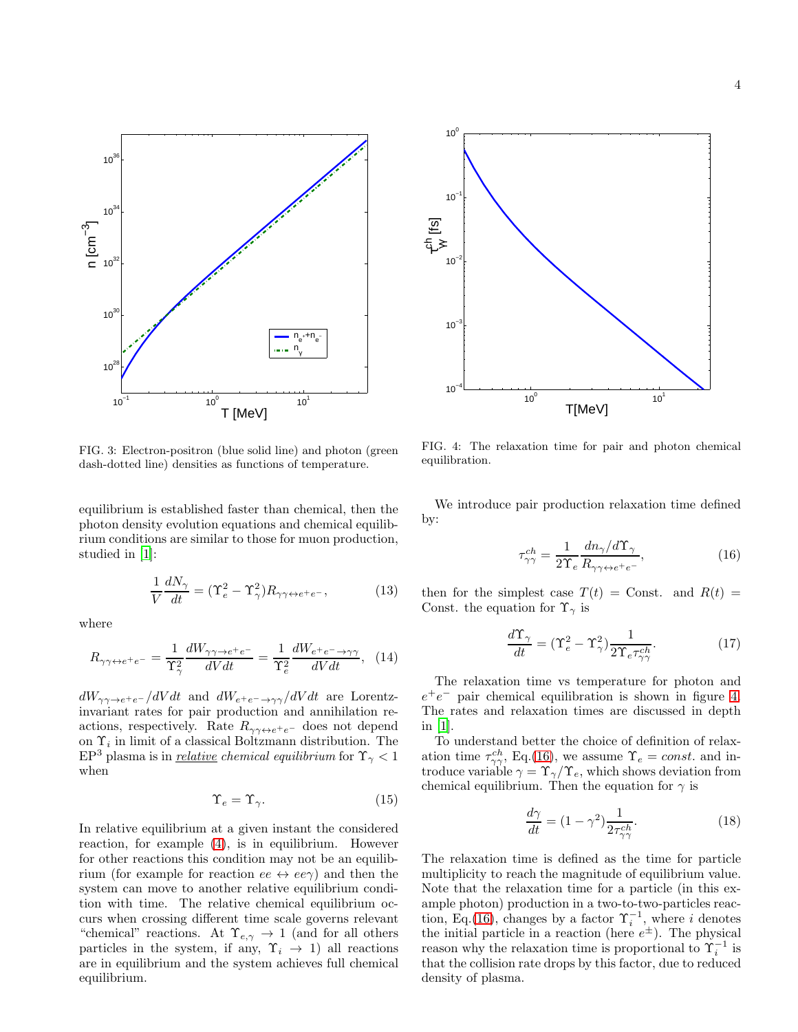FIG. 3: Electron-positron (blue solid line) and photon (green dash-dotted line) densities as functions of temperature.

FIG. 4: The relaxation time for pair and photon chemical equilibration.

equilibrium is established faster than chemical, then the photon density evolution equations and chemical equilibrium conditions are similar to those for muon production, studied in [1]:

$$\frac{1}{V}\frac{dN_\gamma}{dt} = (\Upsilon_e^2 - \Upsilon_\gamma^2) R_{\gamma\gamma\leftrightarrow e^+e^-}, \tag{13}$$

where

$$R_{\gamma\gamma\leftrightarrow e^+e^-} = \frac{1}{\Upsilon_\gamma^2}\frac{dW_{\gamma\gamma\rightarrow e^+e^-}}{dVdt} = \frac{1}{\Upsilon_e^2}\frac{dW_{e^+e^-\rightarrow\gamma\gamma}}{dVdt}, \tag{14}$$

$dW_{\gamma\gamma\rightarrow e^+e^-}/dVdt$ and $dW_{e^+e^-\rightarrow\gamma\gamma}/dVdt$ are Lorentz-invariant rates for pair production and annihilation reactions, respectively. Rate $R_{\gamma\gamma\leftrightarrow e^+e^-}$ does not depend on $\Upsilon_i$ in limit of a classical Boltzmann distribution. The $\mathrm{EP}^3$ plasma is in *relative chemical equilibrium* for $\Upsilon_\gamma < 1$ when

$$\Upsilon_e = \Upsilon_\gamma. \tag{15}$$

In relative equilibrium at a given instant the considered reaction, for example (4), is in equilibrium. However for other reactions this condition may not be an equilibrium (for example for reaction $ee \leftrightarrow ee\gamma$) and then the system can move to another relative equilibrium condition with time. The relative chemical equilibrium occurs when crossing different time scale governs relevant "chemical" reactions. At $\Upsilon_{e,\gamma} \rightarrow 1$ (and for all others particles in the system, if any, $\Upsilon_i \rightarrow 1$) all reactions are in equilibrium and the system achieves full chemical equilibrium.

We introduce pair production relaxation time defined by:

$$\tau_{\gamma\gamma}^{ch} = \frac{1}{2\Upsilon_e}\frac{dn_\gamma/d\Upsilon_\gamma}{R_{\gamma\gamma\leftrightarrow e^+e^-}}, \tag{16}$$

then for the simplest case $T(t) = \text{Const.}$ and $R(t) = \text{Const.}$ the equation for $\Upsilon_\gamma$ is

$$\frac{d\Upsilon_\gamma}{dt} = (\Upsilon_e^2 - \Upsilon_\gamma^2)\frac{1}{2\Upsilon_e \tau_{\gamma\gamma}^{ch}}. \tag{17}$$

The relaxation time vs temperature for photon and $e^+e^-$ pair chemical equilibration is shown in figure 4. The rates and relaxation times are discussed in depth in [1].

To understand better the choice of definition of relaxation time $\tau_{\gamma\gamma}^{ch}$, Eq.(16), we assume $\Upsilon_e = const.$ and introduce variable $\gamma = \Upsilon_\gamma/\Upsilon_e$, which shows deviation from chemical equilibrium. Then the equation for $\gamma$ is

$$\frac{d\gamma}{dt} = (1-\gamma^2)\frac{1}{2\tau_{\gamma\gamma}^{ch}}. \tag{18}$$

The relaxation time is defined as the time for particle multiplicity to reach the magnitude of equilibrium value. Note that the relaxation time for a particle (in this example photon) production in a two-to-two-particles reaction, Eq.(16), changes by a factor $\Upsilon_i^{-1}$, where $i$ denotes the initial particle in a reaction (here $e^\pm$). The physical reason why the relaxation time is proportional to $\Upsilon_i^{-1}$ is that the collision rate drops by this factor, due to reduced density of plasma.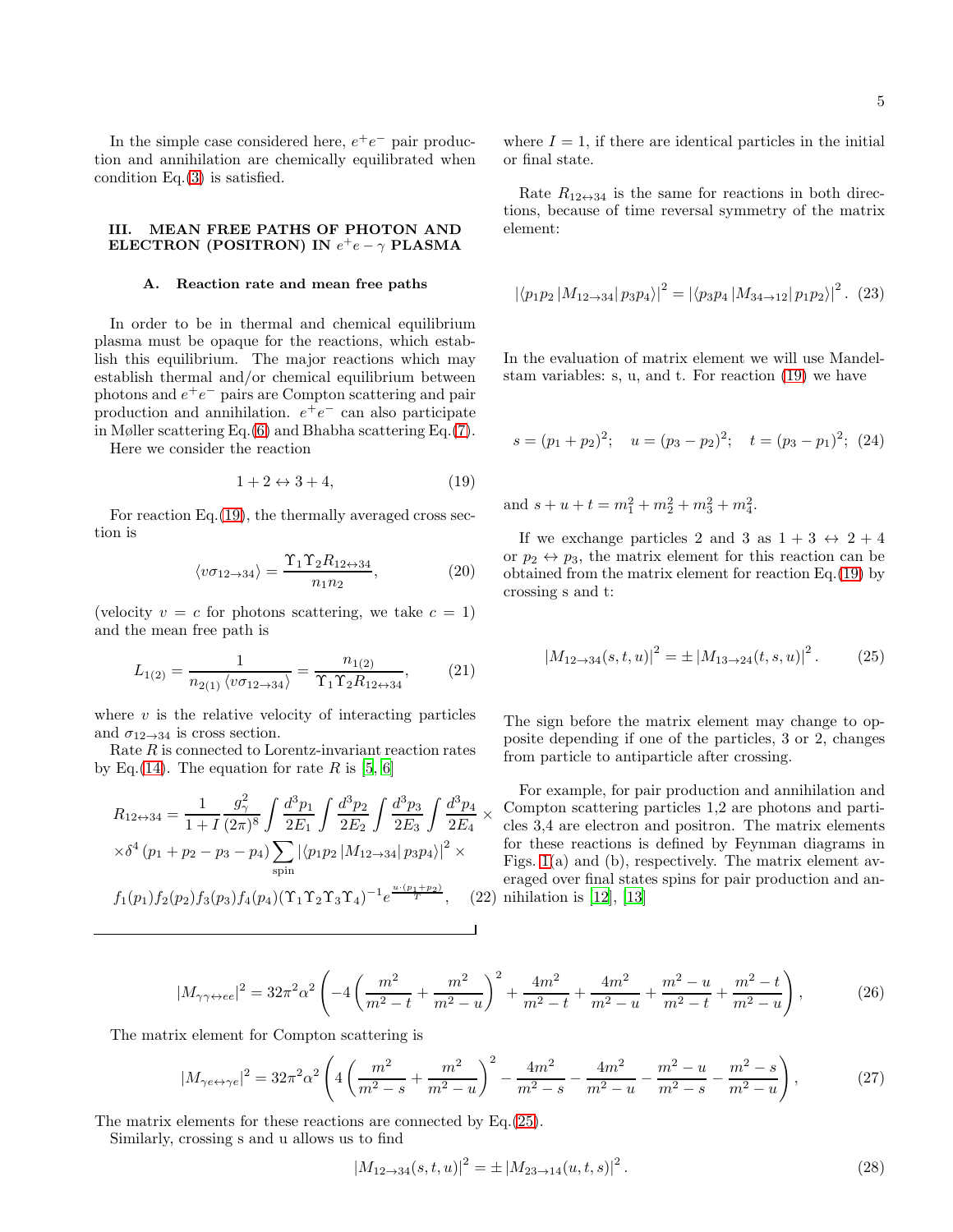In the simple case considered here, $e^+e^-$ pair production and annihilation are chemically equilibrated when condition Eq.(3) is satisfied.

## III. MEAN FREE PATHS OF PHOTON AND ELECTRON (POSITRON) IN $e^+e-\gamma$ PLASMA

### A. Reaction rate and mean free paths

In order to be in thermal and chemical equilibrium plasma must be opaque for the reactions, which establish this equilibrium. The major reactions which may establish thermal and/or chemical equilibrium between photons and $e^+e^-$ pairs are Compton scattering and pair production and annihilation. $e^+e^-$ can also participate in Møller scattering Eq.(6) and Bhabha scattering Eq.(7).

Here we consider the reaction

$$1+2 \leftrightarrow 3+4, \tag{19}$$

For reaction Eq.(19), the thermally averaged cross section is

$$\langle v\sigma_{12\to 34}\rangle = \frac{\Upsilon_1\Upsilon_2 R_{12\leftrightarrow 34}}{n_1 n_2}, \tag{20}$$

(velocity $v = c$ for photons scattering, we take $c = 1$) and the mean free path is

$$L_{1(2)} = \frac{1}{n_{2(1)}\langle v\sigma_{12\to 34}\rangle} = \frac{n_{1(2)}}{\Upsilon_1\Upsilon_2 R_{12\leftrightarrow 34}}, \tag{21}$$

where $v$ is the relative velocity of interacting particles and $\sigma_{12\to 34}$ is cross section.

Rate $R$ is connected to Lorentz-invariant reaction rates by Eq.(14). The equation for rate $R$ is [5, 6]

$$\begin{aligned} R_{12\leftrightarrow 34} = {} & \frac{1}{1+I}\frac{g_\gamma^2}{(2\pi)^8}\int\frac{d^3p_1}{2E_1}\int\frac{d^3p_2}{2E_2}\int\frac{d^3p_3}{2E_3}\int\frac{d^3p_4}{2E_4}\times \\ & \times\delta^4(p_1+p_2-p_3-p_4)\sum_{\text{spin}}\left|\langle p_1p_2\left|M_{12\to 34}\right|p_3p_4\rangle\right|^2\times \\ & f_1(p_1)f_2(p_2)f_3(p_3)f_4(p_4)(\Upsilon_1\Upsilon_2\Upsilon_3\Upsilon_4)^{-1}e^{\frac{u\cdot(p_1+p_2)}{T}}, \end{aligned} \tag{22}$$

where $I = 1$, if there are identical particles in the initial or final state.

Rate $R_{12\leftrightarrow 34}$ is the same for reactions in both directions, because of time reversal symmetry of the matrix element:

$$\left|\langle p_1p_2\left|M_{12\to 34}\right|p_3p_4\rangle\right|^2 = \left|\langle p_3p_4\left|M_{34\to 12}\right|p_1p_2\rangle\right|^2. \tag{23}$$

In the evaluation of matrix element we will use Mandelstam variables: s, u, and t. For reaction (19) we have

$$s = (p_1+p_2)^2;\quad u = (p_3-p_2)^2;\quad t = (p_3-p_1)^2; \tag{24}$$

and $s+u+t = m_1^2+m_2^2+m_3^2+m_4^2$.

If we exchange particles 2 and 3 as $1+3 \leftrightarrow 2+4$ or $p_2 \leftrightarrow p_3$, the matrix element for this reaction can be obtained from the matrix element for reaction Eq.(19) by crossing s and t:

$$\left|M_{12\to 34}(s,t,u)\right|^2 = \pm\left|M_{13\to 24}(t,s,u)\right|^2. \tag{25}$$

The sign before the matrix element may change to opposite depending if one of the particles, 3 or 2, changes from particle to antiparticle after crossing.

For example, for pair production and annihilation and Compton scattering particles 1,2 are photons and particles 3,4 are electron and positron. The matrix elements for these reactions is defined by Feynman diagrams in Figs. 1(a) and (b), respectively. The matrix element averaged over final states spins for pair production and annihilation is [12], [13]

$$\left|M_{\gamma\gamma\leftrightarrow ee}\right|^2 = 32\pi^2\alpha^2\left(-4\left(\frac{m^2}{m^2-t}+\frac{m^2}{m^2-u}\right)^2+\frac{4m^2}{m^2-t}+\frac{4m^2}{m^2-u}+\frac{m^2-u}{m^2-t}+\frac{m^2-t}{m^2-u}\right), \tag{26}$$

The matrix element for Compton scattering is

$$\left|M_{\gamma e\leftrightarrow\gamma e}\right|^2 = 32\pi^2\alpha^2\left(4\left(\frac{m^2}{m^2-s}+\frac{m^2}{m^2-u}\right)^2-\frac{4m^2}{m^2-s}-\frac{4m^2}{m^2-u}-\frac{m^2-u}{m^2-s}-\frac{m^2-s}{m^2-u}\right), \tag{27}$$

The matrix elements for these reactions are connected by Eq.(25).

Similarly, crossing s and u allows us to find

$$\left|M_{12\to 34}(s,t,u)\right|^2 = \pm\left|M_{23\to 14}(u,t,s)\right|^2. \tag{28}$$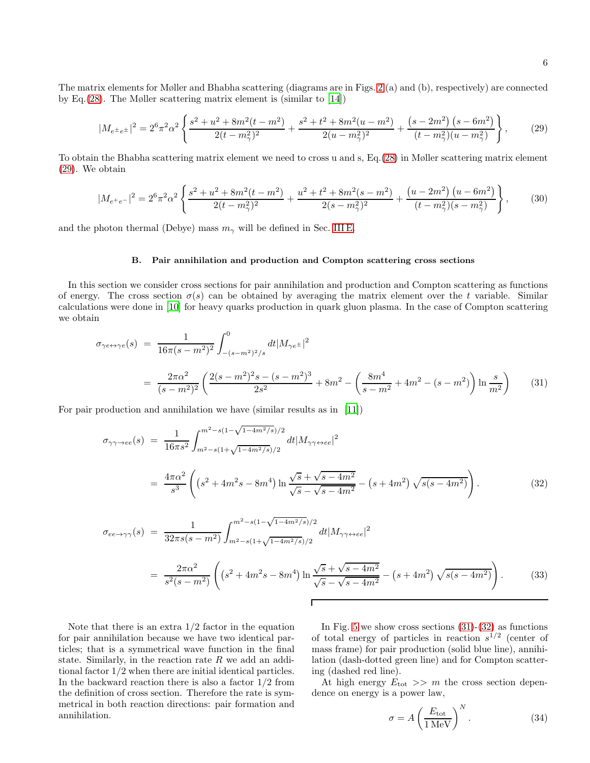The matrix elements for Møller and Bhabha scattering (diagrams are in Figs. 2 (a) and (b), respectively) are connected by Eq.(28). The Møller scattering matrix element is (similar to [14])

$$
|M_{e^\pm e^\pm}|^2 = 2^6\pi^2\alpha^2\left\{\frac{s^2+u^2+8m^2(t-m^2)}{2(t-m_\gamma^2)^2}+\frac{s^2+t^2+8m^2(u-m^2)}{2(u-m_\gamma^2)^2}+\frac{\left(s-2m^2\right)\left(s-6m^2\right)}{(t-m_\gamma^2)(u-m_\gamma^2)}\right\}, \tag{29}
$$

To obtain the Bhabha scattering matrix element we need to cross u and s, Eq.(28) in Møller scattering matrix element (29). We obtain

$$
|M_{e^+e^-}|^2 = 2^6\pi^2\alpha^2\left\{\frac{s^2+u^2+8m^2(t-m^2)}{2(t-m_\gamma^2)^2}+\frac{u^2+t^2+8m^2(s-m^2)}{2(s-m_\gamma^2)^2}+\frac{\left(u-2m^2\right)\left(u-6m^2\right)}{(t-m_\gamma^2)(s-m_\gamma^2)}\right\}, \tag{30}
$$

and the photon thermal (Debye) mass $m_\gamma$ will be defined in Sec. III E.

### B. Pair annihilation and production and Compton scattering cross sections

In this section we consider cross sections for pair annihilation and production and Compton scattering as functions of energy. The cross section $\sigma(s)$ can be obtained by averaging the matrix element over the $t$ variable. Similar calculations were done in [10] for heavy quarks production in quark gluon plasma. In the case of Compton scattering we obtain

$$
\begin{aligned}
\sigma_{\gamma e\leftrightarrow\gamma e}(s) &= \frac{1}{16\pi(s-m^2)^2}\int_{-(s-m^2)^2/s}^{0}dt|M_{\gamma e^\pm}|^2 \\
&= \frac{2\pi\alpha^2}{(s-m^2)^2}\left(\frac{2(s-m^2)^2s-(s-m^2)^3}{2s^2}+8m^2-\left(\frac{8m^4}{s-m^2}+4m^2-(s-m^2)\right)\ln\frac{s}{m^2}\right)
\end{aligned} \tag{31}
$$

For pair production and annihilation we have (similar results as in [11])

$$
\begin{aligned}
\sigma_{\gamma\gamma\to ee}(s) &= \frac{1}{16\pi s^2}\int_{m^2-s(1+\sqrt{1-4m^2/s})/2}^{m^2-s(1-\sqrt{1-4m^2/s})/2}dt|M_{\gamma\gamma\leftrightarrow ee}|^2 \\
&= \frac{4\pi\alpha^2}{s^3}\left(\left(s^2+4m^2s-8m^4\right)\ln\frac{\sqrt{s}+\sqrt{s-4m^2}}{\sqrt{s}-\sqrt{s-4m^2}}-\left(s+4m^2\right)\sqrt{s(s-4m^2)}\right).
\end{aligned} \tag{32}
$$

$$
\begin{aligned}
\sigma_{ee\to\gamma\gamma}(s) &= \frac{1}{32\pi s(s-m^2)}\int_{m^2-s(1+\sqrt{1-4m^2/s})/2}^{m^2-s(1-\sqrt{1-4m^2/s})/2}dt|M_{\gamma\gamma\leftrightarrow ee}|^2 \\
&= \frac{2\pi\alpha^2}{s^2(s-m^2)}\left(\left(s^2+4m^2s-8m^4\right)\ln\frac{\sqrt{s}+\sqrt{s-4m^2}}{\sqrt{s}-\sqrt{s-4m^2}}-\left(s+4m^2\right)\sqrt{s(s-4m^2)}\right).
\end{aligned} \tag{33}
$$

Note that there is an extra 1/2 factor in the equation for pair annihilation because we have two identical particles; that is a symmetrical wave function in the final state. Similarly, in the reaction rate $R$ we add an additional factor 1/2 when there are initial identical particles. In the backward reaction there is also a factor 1/2 from the definition of cross section. Therefore the rate is symmetrical in both reaction directions: pair formation and annihilation.

In Fig. 5 we show cross sections (31)-(32) as functions of total energy of particles in reaction $s^{1/2}$ (center of mass frame) for pair production (solid blue line), annihilation (dash-dotted green line) and for Compton scattering (dashed red line).

At high energy $E_{\rm tot} >> m$ the cross section dependence on energy is a power law,

$$
\sigma = A\left(\frac{E_{\rm tot}}{1\,{\rm MeV}}\right)^N. \tag{34}
$$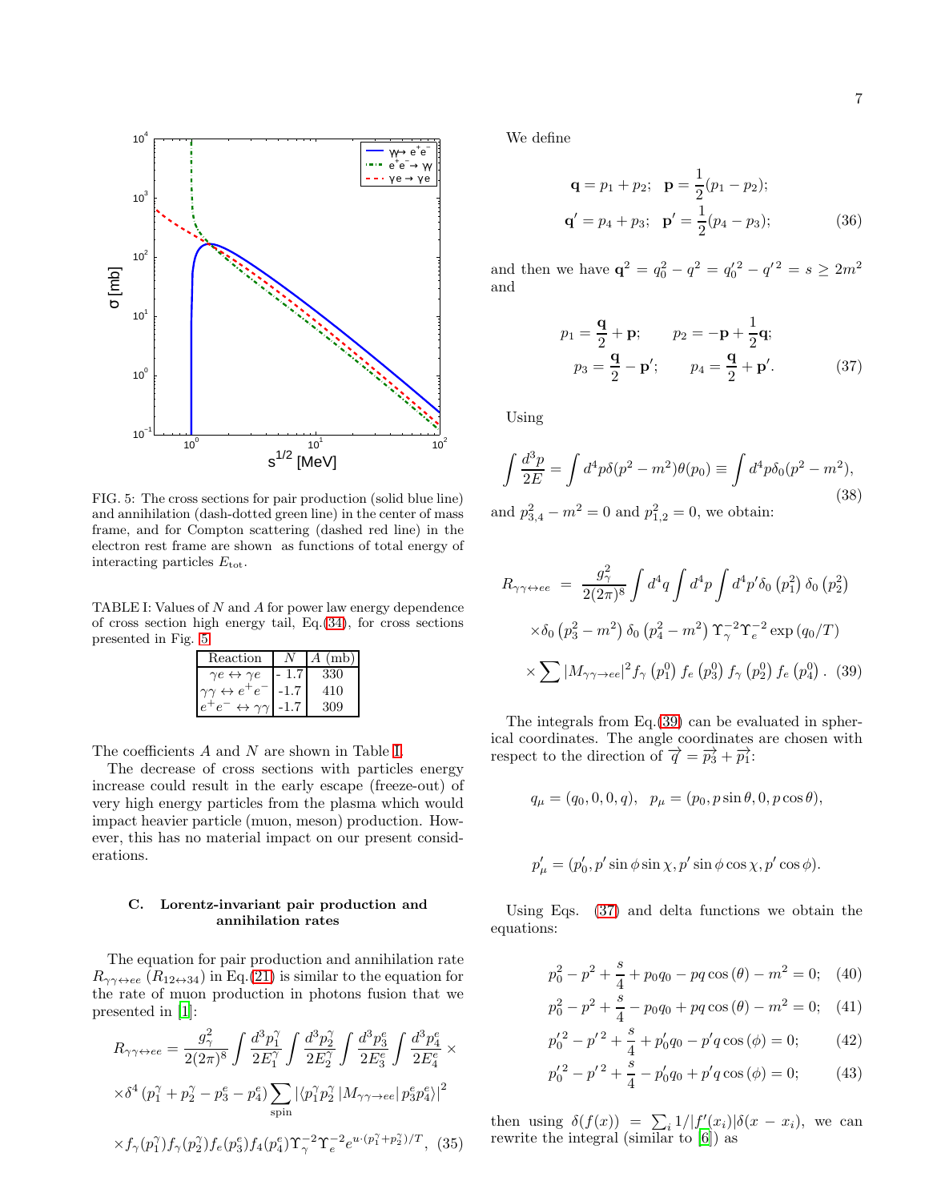FIG. 5: The cross sections for pair production (solid blue line) and annihilation (dash-dotted green line) in the center of mass frame, and for Compton scattering (dashed red line) in the electron rest frame are shown as functions of total energy of interacting particles $E_{\rm tot}$.

TABLE I: Values of $N$ and $A$ for power law energy dependence of cross section high energy tail, Eq.(34), for cross sections presented in Fig. 5.

| Reaction | $N$ | $A$ (mb) |
|---|---|---|
| $\gamma e \leftrightarrow \gamma e$ | - 1.7 | 330 |
| $\gamma\gamma \leftrightarrow e^+e^-$ | -1.7 | 410 |
| $e^+e^- \leftrightarrow \gamma\gamma$ | -1.7 | 309 |

The coefficients $A$ and $N$ are shown in Table I.

The decrease of cross sections with particles energy increase could result in the early escape (freeze-out) of very high energy particles from the plasma which would impact heavier particle (muon, meson) production. However, this has no material impact on our present considerations.

### C. Lorentz-invariant pair production and annihilation rates

The equation for pair production and annihilation rate $R_{\gamma\gamma\leftrightarrow ee}$ ($R_{12\leftrightarrow 34}$) in Eq.(21) is similar to the equation for the rate of muon production in photons fusion that we presented in [1]:

$$R_{\gamma\gamma\leftrightarrow ee} = \frac{g_\gamma^2}{2(2\pi)^8}\int\frac{d^3p_1^\gamma}{2E_1^\gamma}\int\frac{d^3p_2^\gamma}{2E_2^\gamma}\int\frac{d^3p_3^e}{2E_3^e}\int\frac{d^3p_4^e}{2E_4^e}\times$$
$$\times\delta^4\left(p_1^\gamma+p_2^\gamma-p_3^e-p_4^e\right)\sum_{\rm spin}\left|\langle p_1^\gamma p_2^\gamma\left|M_{\gamma\gamma\to ee}\right|p_3^e p_4^e\rangle\right|^2$$
$$\times f_\gamma(p_1^\gamma)f_\gamma(p_2^\gamma)f_e(p_3^e)f_4(p_4^e)\Upsilon_\gamma^{-2}\Upsilon_e^{-2}e^{u\cdot(p_1^\gamma+p_2^\gamma)/T},\quad (35)$$

We define

$$\mathbf{q}=p_1+p_2;\quad \mathbf{p}=\frac{1}{2}(p_1-p_2);$$
$$\mathbf{q}'=p_4+p_3;\quad \mathbf{p}'=\frac{1}{2}(p_4-p_3);\qquad (36)$$

and then we have $\mathbf{q}^2=q_0^2-q^2=q_0'^2-q'^2=s\geq 2m^2$ and

$$p_1=\frac{\mathbf{q}}{2}+\mathbf{p};\qquad p_2=-\mathbf{p}+\frac{1}{2}\mathbf{q};$$
$$p_3=\frac{\mathbf{q}}{2}-\mathbf{p}';\qquad p_4=\frac{\mathbf{q}}{2}+\mathbf{p}'.\qquad (37)$$

Using

$$\int\frac{d^3p}{2E}=\int d^4p\,\delta(p^2-m^2)\theta(p_0)\equiv\int d^4p\,\delta_0(p^2-m^2),\qquad (38)$$

and $p_{3,4}^2-m^2=0$ and $p_{1,2}^2=0$, we obtain:

$$R_{\gamma\gamma\leftrightarrow ee} = \frac{g_\gamma^2}{2(2\pi)^8}\int d^4q\int d^4p\int d^4p'\,\delta_0\left(p_1^2\right)\delta_0\left(p_2^2\right)$$
$$\times\delta_0\left(p_3^2-m^2\right)\delta_0\left(p_4^2-m^2\right)\Upsilon_\gamma^{-2}\Upsilon_e^{-2}\exp\left(q_0/T\right)$$
$$\times\sum\left|M_{\gamma\gamma\to ee}\right|^2 f_\gamma\left(p_1^0\right)f_e\left(p_3^0\right)f_\gamma\left(p_2^0\right)f_e\left(p_4^0\right).\quad (39)$$

The integrals from Eq.(39) can be evaluated in spherical coordinates. The angle coordinates are chosen with respect to the direction of $\overrightarrow{q}=\overrightarrow{p_3}+\overrightarrow{p_1}$:

$$q_\mu=(q_0,0,0,q),\quad p_\mu=(p_0,p\sin\theta,0,p\cos\theta),$$

$$p'_\mu=(p'_0,p'\sin\phi\sin\chi,p'\sin\phi\cos\chi,p'\cos\phi).$$

Using Eqs. (37) and delta functions we obtain the equations:

$$p_0^2-p^2+\frac{s}{4}+p_0q_0-pq\cos(\theta)-m^2=0;\quad (40)$$
$$p_0^2-p^2+\frac{s}{4}-p_0q_0+pq\cos(\theta)-m^2=0;\quad (41)$$
$$p_0'^2-p'^2+\frac{s}{4}+p_0'q_0-p'q\cos(\phi)=0;\qquad (42)$$
$$p_0'^2-p'^2+\frac{s}{4}-p_0'q_0+p'q\cos(\phi)=0;\qquad (43)$$

then using $\delta(f(x))=\sum_i 1/|f'(x_i)|\delta(x-x_i)$, we can rewrite the integral (similar to [6]) as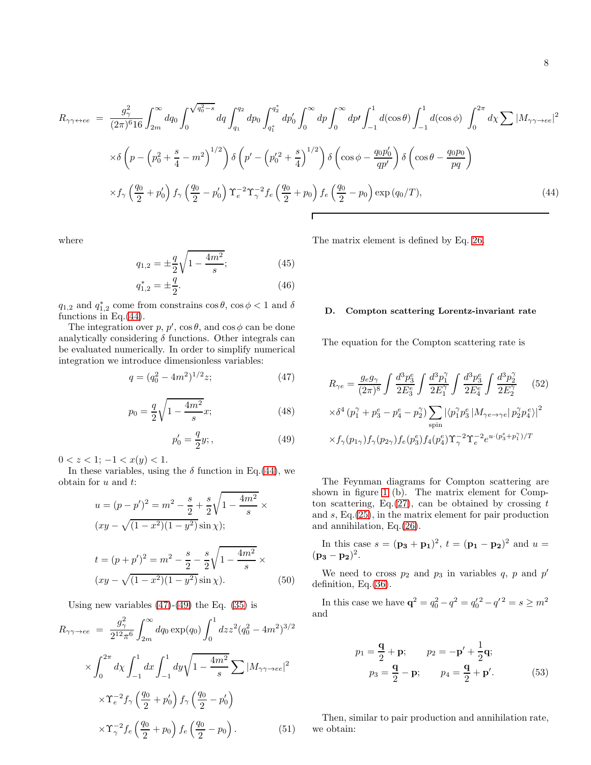$$
R_{\gamma\gamma\leftrightarrow ee} = \frac{g_\gamma^2}{(2\pi)^6 16}\int_{2m}^{\infty} dq_0 \int_0^{\sqrt{q_0^2-s}} dq \int_{q_1}^{q_2} dp_0 \int_{q_1^*}^{q_2^*} dp_0' \int_0^\infty dp \int_0^\infty dp\prime \int_{-1}^{1} d(\cos\theta) \int_{-1}^{1} d(\cos\phi) \int_0^{2\pi} d\chi \sum |M_{\gamma\gamma\to ee}|^2
$$
$$
\times\delta\left(p - \left(p_0^2 + \frac{s}{4} - m^2\right)^{1/2}\right)\delta\left(p' - \left({p_0'}^2 + \frac{s}{4}\right)^{1/2}\right)\delta\left(\cos\phi - \frac{q_0 p_0'}{qp'}\right)\delta\left(\cos\theta - \frac{q_0 p_0}{pq}\right)
$$
$$
\times f_\gamma\left(\frac{q_0}{2} + p_0'\right) f_\gamma\left(\frac{q_0}{2} - p_0'\right)\Upsilon_e^{-2}\Upsilon_\gamma^{-2} f_e\left(\frac{q_0}{2} + p_0\right) f_e\left(\frac{q_0}{2} - p_0\right)\exp\left(q_0/T\right), \tag{44}
$$

where

$$
q_{1,2} = \pm\frac{q}{2}\sqrt{1 - \frac{4m^2}{s}}; \tag{45}
$$
$$
q_{1,2}^* = \pm\frac{q}{2}. \tag{46}
$$

$q_{1,2}$ and $q_{1,2}^*$ come from constrains $\cos\theta$, $\cos\phi < 1$ and $\delta$ functions in Eq.(44).

The integration over $p$, $p'$, $\cos\theta$, and $\cos\phi$ can be done analytically considering $\delta$ functions. Other integrals can be evaluated numerically. In order to simplify numerical integration we introduce dimensionless variables:

$$
q = (q_0^2 - 4m^2)^{1/2} z; \tag{47}
$$

$$
p_0 = \frac{q}{2}\sqrt{1 - \frac{4m^2}{s}}\, x; \tag{48}
$$

$$
p_0' = \frac{q}{2} y; , \tag{49}
$$

$0 < z < 1$; $-1 < x(y) < 1$.

In these variables, using the $\delta$ function in Eq.(44), we obtain for $u$ and $t$:

$$
u = (p - p')^2 = m^2 - \frac{s}{2} + \frac{s}{2}\sqrt{1 - \frac{4m^2}{s}} \times
(xy - \sqrt{(1-x^2)(1-y^2)}\sin\chi);
$$

$$
t = (p + p')^2 = m^2 - \frac{s}{2} - \frac{s}{2}\sqrt{1 - \frac{4m^2}{s}} \times
(xy - \sqrt{(1-x^2)(1-y^2)}\sin\chi). \tag{50}
$$

Using new variables (47)-(49) the Eq. (35) is

$$
R_{\gamma\gamma\to ee} = \frac{g_\gamma^2}{2^{12}\pi^6}\int_{2m}^{\infty} dq_0 \exp(q_0) \int_0^1 dz z^2 (q_0^2 - 4m^2)^{3/2}
$$
$$
\times\int_0^{2\pi} d\chi \int_{-1}^{1} dx \int_{-1}^{1} dy \sqrt{1 - \frac{4m^2}{s}} \sum |M_{\gamma\gamma\to ee}|^2
$$
$$
\times\Upsilon_e^{-2} f_\gamma\left(\frac{q_0}{2} + p_0'\right) f_\gamma\left(\frac{q_0}{2} - p_0'\right)
$$
$$
\times\Upsilon_\gamma^{-2} f_e\left(\frac{q_0}{2} + p_0\right) f_e\left(\frac{q_0}{2} - p_0\right). \tag{51}
$$

The matrix element is defined by Eq. 26.

### D. Compton scattering Lorentz-invariant rate

The equation for the Compton scattering rate is

$$
R_{\gamma e} = \frac{g_e g_\gamma}{(2\pi)^8}\int \frac{d^3 p_3^e}{2E_3^e}\int \frac{d^3 p_1^\gamma}{2E_1^\gamma}\int \frac{d^3 p_3^e}{2E_4^e}\int \frac{d^3 p_2^\gamma}{2E_2^\gamma} \tag{52}
$$
$$
\times\delta^4\left(p_1^\gamma + p_3^e - p_4^e - p_2^\gamma\right)\sum_{\text{spin}} \left|\langle p_1^\gamma p_3^e | M_{\gamma e\to\gamma e} | p_2^\gamma p_4^e\rangle\right|^2
$$
$$
\times f_\gamma(p_{1\gamma}) f_\gamma(p_{2\gamma}) f_e(p_3^e) f_4(p_4^e)\Upsilon_\gamma^{-2}\Upsilon_e^{-2} e^{u\cdot(p_3^e + p_1^\gamma)/T}
$$

The Feynman diagrams for Compton scattering are shown in figure 1 (b). The matrix element for Compton scattering, Eq.(27), can be obtained by crossing $t$ and $s$, Eq.(25), in the matrix element for pair production and annihilation, Eq.(26).

In this case $s = (\mathbf{p_3} + \mathbf{p_1})^2$, $t = (\mathbf{p_1} - \mathbf{p_2})^2$ and $u = (\mathbf{p_3} - \mathbf{p_2})^2$.

We need to cross $p_2$ and $p_3$ in variables $q$, $p$ and $p'$ definition, Eq.(36).

In this case we have $\mathbf{q}^2 = q_0^2 - q^2 = {q_0'}^2 - {q'}^2 = s \geq m^2$ and

$$
p_1 = \frac{\mathbf{q}}{2} + \mathbf{p}; \qquad p_2 = -\mathbf{p}' + \frac{1}{2}\mathbf{q};
$$
$$
p_3 = \frac{\mathbf{q}}{2} - \mathbf{p}; \qquad p_4 = \frac{\mathbf{q}}{2} + \mathbf{p}'. \tag{53}
$$

Then, similar to pair production and annihilation rate, we obtain: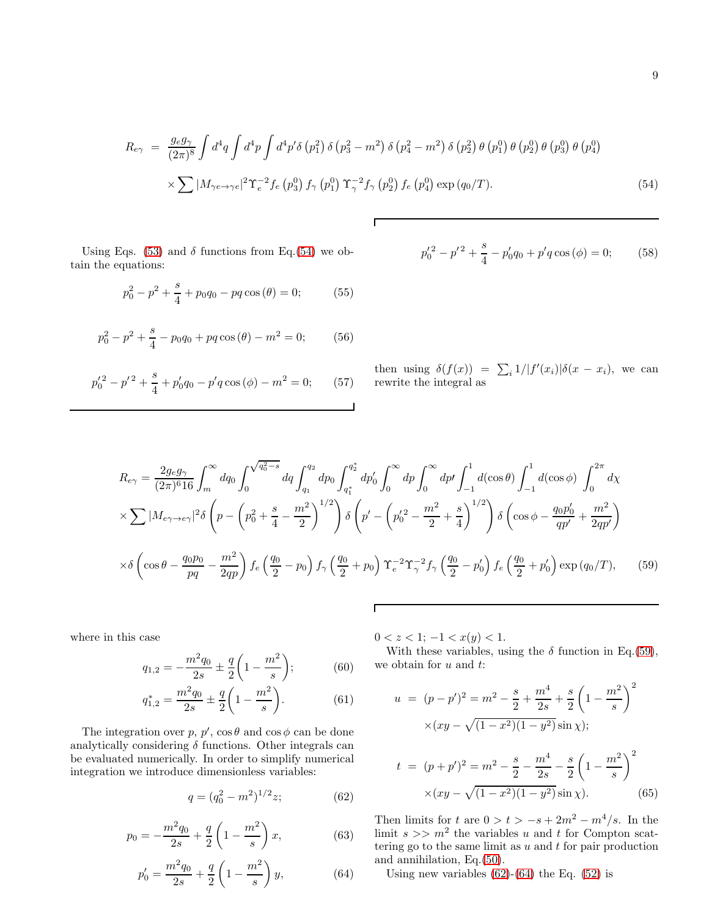$$
R_{e\gamma} = \frac{g_e g_\gamma}{(2\pi)^8} \int d^4q \int d^4p \int d^4p' \delta\left(p_1^2\right) \delta\left(p_3^2 - m^2\right) \delta\left(p_4^2 - m^2\right) \delta\left(p_2^2\right) \theta\left(p_1^0\right) \theta\left(p_2^0\right) \theta\left(p_3^0\right) \theta\left(p_4^0\right)
$$

$$
\times \sum |M_{\gamma e \to \gamma e}|^2 \Upsilon_e^{-2} f_e\left(p_3^0\right) f_\gamma\left(p_1^0\right) \Upsilon_\gamma^{-2} f_\gamma\left(p_2^0\right) f_e\left(p_4^0\right) \exp\left(q_0/T\right). \tag{54}
$$

Using Eqs. (53) and $\delta$ functions from Eq.(54) we obtain the equations:

$$
p_0^2 - p^2 + \frac{s}{4} + p_0 q_0 - pq\cos(\theta) = 0; \tag{55}
$$

$$
p_0^2 - p^2 + \frac{s}{4} - p_0 q_0 + pq\cos(\theta) - m^2 = 0; \tag{56}
$$

$$
{p'_0}^2 - {p'}^2 + \frac{s}{4} + p'_0 q_0 - p' q\cos(\phi) - m^2 = 0; \tag{57}
$$

$$
{p'_0}^2 - {p'}^2 + \frac{s}{4} - p'_0 q_0 + p' q\cos(\phi) = 0; \tag{58}
$$

then using $\delta(f(x)) = \sum_i 1/|f'(x_i)|\delta(x - x_i)$, we can rewrite the integral as

$$
R_{e\gamma} = \frac{2 g_e g_\gamma}{(2\pi)^6 16} \int_m^\infty dq_0 \int_0^{\sqrt{q_0^2 - s}} dq \int_{q_1}^{q_2} dp_0 \int_{q_1^*}^{q_2^*} dp'_0 \int_0^\infty dp \int_0^\infty dp' \int_{-1}^1 d(\cos\theta) \int_{-1}^1 d(\cos\phi) \int_0^{2\pi} d\chi
$$

$$
\times \sum |M_{e\gamma \to e\gamma}|^2 \delta\left(p - \left(p_0^2 + \frac{s}{4} - \frac{m^2}{2}\right)^{1/2}\right) \delta\left(p' - \left({p'_0}^2 - \frac{m^2}{2} + \frac{s}{4}\right)^{1/2}\right) \delta\left(\cos\phi - \frac{q_0 p'_0}{qp'} + \frac{m^2}{2qp'}\right)
$$

$$
\times \delta\left(\cos\theta - \frac{q_0 p_0}{pq} - \frac{m^2}{2qp}\right) f_e\left(\frac{q_0}{2} - p_0\right) f_\gamma\left(\frac{q_0}{2} + p_0\right) \Upsilon_e^{-2} \Upsilon_\gamma^{-2} f_\gamma\left(\frac{q_0}{2} - p'_0\right) f_e\left(\frac{q_0}{2} + p'_0\right) \exp\left(q_0/T\right), \tag{59}
$$

where in this case

$$
q_{1,2} = -\frac{m^2 q_0}{2s} \pm \frac{q}{2}\left(1 - \frac{m^2}{s}\right); \tag{60}
$$

$$
q^*_{1,2} = \frac{m^2 q_0}{2s} \pm \frac{q}{2}\left(1 - \frac{m^2}{s}\right). \tag{61}
$$

The integration over $p$, $p'$, $\cos\theta$ and $\cos\phi$ can be done analytically considering $\delta$ functions. Other integrals can be evaluated numerically. In order to simplify numerical integration we introduce dimensionless variables:

$$
q = (q_0^2 - m^2)^{1/2} z; \tag{62}
$$

$$
p_0 = -\frac{m^2 q_0}{2s} + \frac{q}{2}\left(1 - \frac{m^2}{s}\right) x, \tag{63}
$$

$$
p'_0 = \frac{m^2 q_0}{2s} + \frac{q}{2}\left(1 - \frac{m^2}{s}\right) y, \tag{64}
$$

$0 < z < 1$; $-1 < x(y) < 1$.

With these variables, using the $\delta$ function in Eq.(59), we obtain for $u$ and $t$:

$$
\begin{aligned}
u &= (p - p')^2 = m^2 - \frac{s}{2} + \frac{m^4}{2s} + \frac{s}{2}\left(1 - \frac{m^2}{s}\right)^2 \\
&\quad \times (xy - \sqrt{(1 - x^2)(1 - y^2)}\sin\chi);
\end{aligned}
$$

$$
\begin{aligned}
t &= (p + p')^2 = m^2 - \frac{s}{2} - \frac{m^4}{2s} - \frac{s}{2}\left(1 - \frac{m^2}{s}\right)^2 \\
&\quad \times (xy - \sqrt{(1 - x^2)(1 - y^2)}\sin\chi).
\end{aligned} \tag{65}
$$

Then limits for $t$ are $0 > t > -s + 2m^2 - m^4/s$. In the limit $s >> m^2$ the variables $u$ and $t$ for Compton scattering go to the same limit as $u$ and $t$ for pair production and annihilation, Eq.(50).

Using new variables (62)-(64) the Eq. (52) is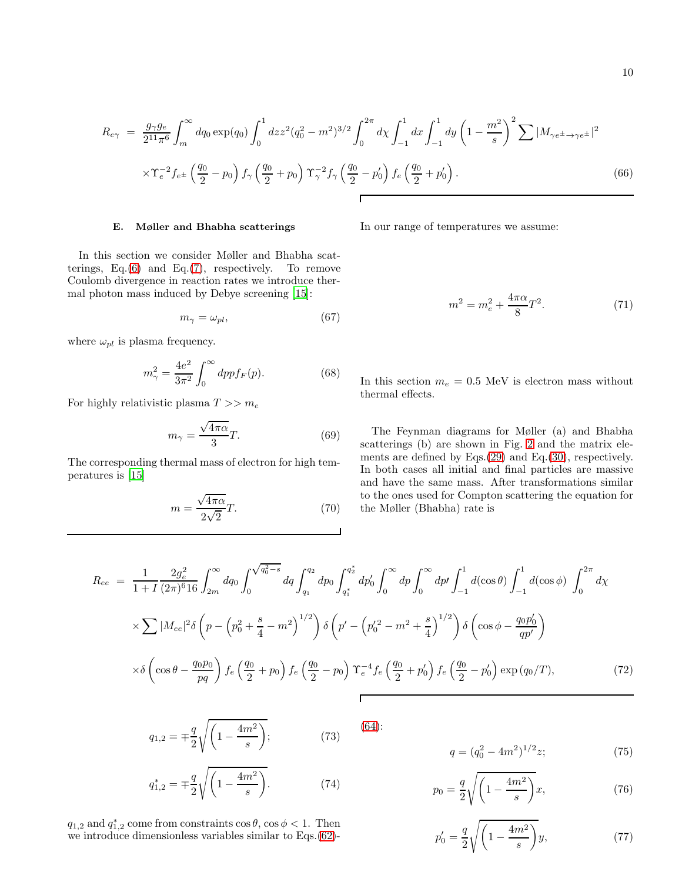$$
R_{e\gamma} = \frac{g_\gamma g_e}{2^{11}\pi^6}\int_m^\infty dq_0 \exp(q_0)\int_0^1 dz z^2 (q_0^2 - m^2)^{3/2}\int_0^{2\pi} d\chi \int_{-1}^{1} dx \int_{-1}^{1} dy \left(1 - \frac{m^2}{s}\right)^2 \sum |M_{\gamma e^\pm \to \gamma e^\pm}|^2
$$

$$
\times \Upsilon_e^{-2} f_{e^\pm}\left(\frac{q_0}{2} - p_0\right) f_\gamma\left(\frac{q_0}{2} + p_0\right) \Upsilon_\gamma^{-2} f_\gamma\left(\frac{q_0}{2} - p_0'\right) f_e\left(\frac{q_0}{2} + p_0'\right). \tag{66}
$$

### E. Møller and Bhabha scatterings

In this section we consider Møller and Bhabha scatterings, Eq.(6) and Eq.(7), respectively. To remove Coulomb divergence in reaction rates we introduce thermal photon mass induced by Debye screening [15]:

$$
m_\gamma = \omega_{pl}, \tag{67}
$$

where $\omega_{pl}$ is plasma frequency.

$$
m_\gamma^2 = \frac{4e^2}{3\pi^2}\int_0^\infty dp p f_F(p). \tag{68}
$$

For highly relativistic plasma $T >> m_e$

$$
m_\gamma = \frac{\sqrt{4\pi\alpha}}{3}T. \tag{69}
$$

The corresponding thermal mass of electron for high temperatures is [15]

$$
m = \frac{\sqrt{4\pi\alpha}}{2\sqrt{2}}T. \tag{70}
$$

In our range of temperatures we assume:

$$
m^2 = m_e^2 + \frac{4\pi\alpha}{8}T^2. \tag{71}
$$

In this section $m_e = 0.5$ MeV is electron mass without thermal effects.

The Feynman diagrams for Møller (a) and Bhabha scatterings (b) are shown in Fig. 2 and the matrix elements are defined by Eqs.(29) and Eq.(30), respectively. In both cases all initial and final particles are massive and have the same mass. After transformations similar to the ones used for Compton scattering the equation for the Møller (Bhabha) rate is

$$
R_{ee} = \frac{1}{1+I}\frac{2g_e^2}{(2\pi)^6 16}\int_{2m}^\infty dq_0 \int_0^{\sqrt{q_0^2 - s}} dq \int_{q_1}^{q_2} dp_0 \int_{q_1^*}^{q_2^*} dp_0' \int_0^\infty dp \int_0^\infty dp' \int_{-1}^{1} d(\cos\theta)\int_{-1}^{1} d(\cos\phi)\int_0^{2\pi} d\chi
$$

$$
\times \sum |M_{ee}|^2 \delta\left(p - \left(p_0^2 + \frac{s}{4} - m^2\right)^{1/2}\right)\delta\left(p' - \left({p_0'}^2 - m^2 + \frac{s}{4}\right)^{1/2}\right)\delta\left(\cos\phi - \frac{q_0 p_0'}{qp'}\right)
$$

$$
\times \delta\left(\cos\theta - \frac{q_0 p_0}{pq}\right) f_e\left(\frac{q_0}{2} + p_0\right) f_e\left(\frac{q_0}{2} - p_0\right) \Upsilon_e^{-4} f_e\left(\frac{q_0}{2} + p_0'\right) f_e\left(\frac{q_0}{2} - p_0'\right) \exp\left(q_0/T\right), \tag{72}
$$

$$
q_{1,2} = \mp\frac{q}{2}\sqrt{\left(1 - \frac{4m^2}{s}\right)}; \tag{73}
$$

$$
q_{1,2}^* = \mp\frac{q}{2}\sqrt{\left(1 - \frac{4m^2}{s}\right)}. \tag{74}
$$

$q_{1,2}$ and $q_{1,2}^*$ come from constraints $\cos\theta, \cos\phi < 1$. Then we introduce dimensionless variables similar to Eqs.(62)-(64):

$$
q = (q_0^2 - 4m^2)^{1/2} z; \tag{75}
$$

$$
p_0 = \frac{q}{2}\sqrt{\left(1 - \frac{4m^2}{s}\right)}x, \tag{76}
$$

$$
p_0' = \frac{q}{2}\sqrt{\left(1 - \frac{4m^2}{s}\right)}y, \tag{77}
$$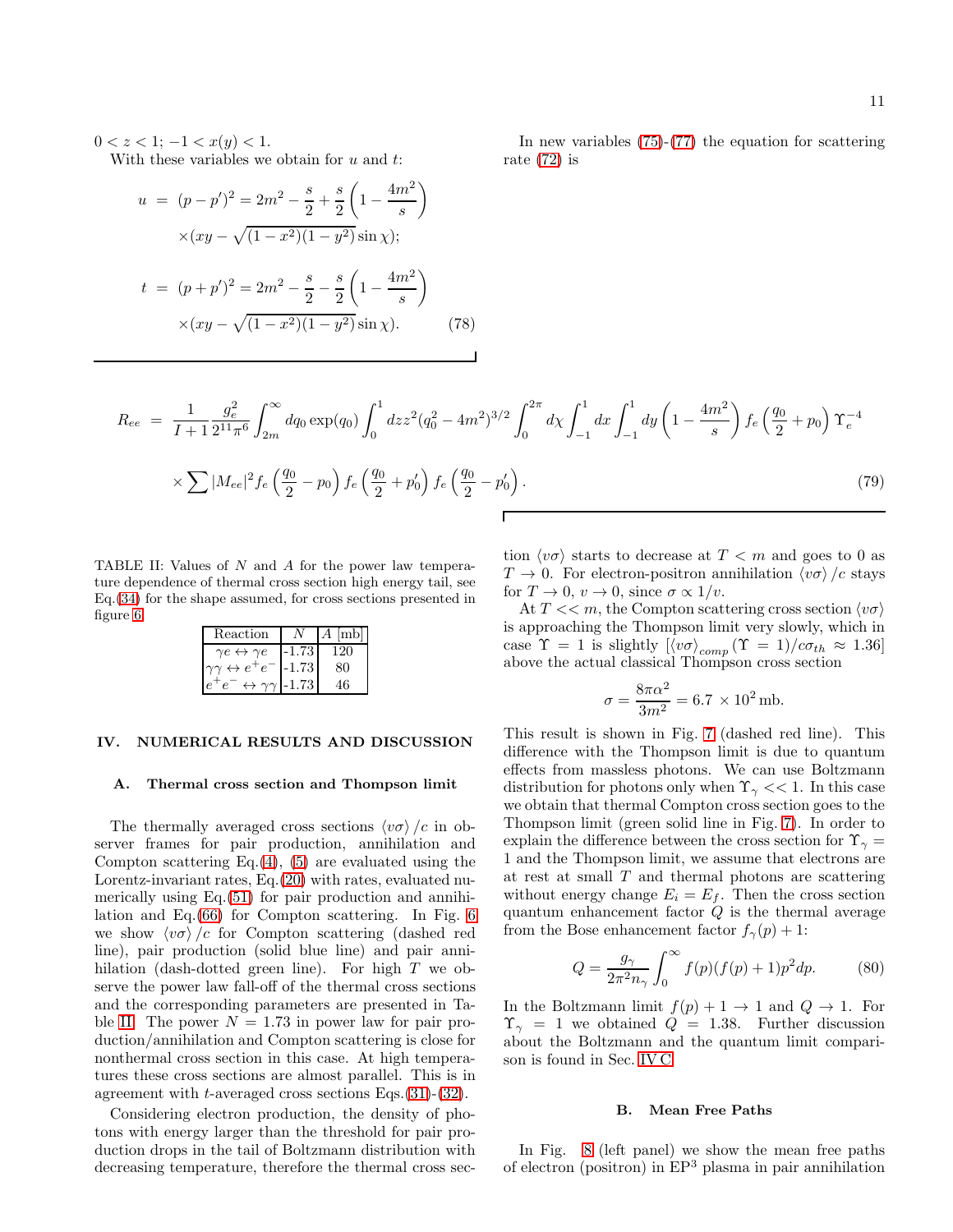$0 < z < 1$; $-1 < x(y) < 1$.

With these variables we obtain for $u$ and $t$:

$$
\begin{aligned}
u &= (p-p')^2 = 2m^2 - \frac{s}{2} + \frac{s}{2}\left(1 - \frac{4m^2}{s}\right) \\
&\quad \times (xy - \sqrt{(1-x^2)(1-y^2)}\sin\chi); \\
t &= (p+p')^2 = 2m^2 - \frac{s}{2} - \frac{s}{2}\left(1 - \frac{4m^2}{s}\right) \\
&\quad \times (xy - \sqrt{(1-x^2)(1-y^2)}\sin\chi). \qquad (78)
\end{aligned}
$$

In new variables (75)-(77) the equation for scattering rate (72) is

$$
\begin{aligned}
R_{ee} &= \frac{1}{I+1}\frac{g_e^2}{2^{11}\pi^6}\int_{2m}^{\infty} dq_0 \exp(q_0)\int_0^1 dz z^2 (q_0^2 - 4m^2)^{3/2}\int_0^{2\pi} d\chi \int_{-1}^{1} dx \int_{-1}^{1} dy \left(1 - \frac{4m^2}{s}\right) f_e\left(\frac{q_0}{2} + p_0\right)\Upsilon_e^{-4} \\
&\quad \times \sum |M_{ee}|^2 f_e\left(\frac{q_0}{2} - p_0\right) f_e\left(\frac{q_0}{2} + p_0'\right) f_e\left(\frac{q_0}{2} - p_0'\right). \qquad (79)
\end{aligned}
$$

TABLE II: Values of $N$ and $A$ for the power law temperature dependence of thermal cross section high energy tail, see Eq.(34) for the shape assumed, for cross sections presented in figure 6

| Reaction | $N$ | $A$ [mb] |
|---|---|---|
| $\gamma e \leftrightarrow \gamma e$ | -1.73 | 120 |
| $\gamma\gamma \leftrightarrow e^+e^-$ | -1.73 | 80 |
| $e^+e^- \leftrightarrow \gamma\gamma$ | -1.73 | 46 |

## IV. NUMERICAL RESULTS AND DISCUSSION

### A. Thermal cross section and Thompson limit

The thermally averaged cross sections $\langle v\sigma\rangle/c$ in observer frames for pair production, annihilation and Compton scattering Eq.(4), (5) are evaluated using the Lorentz-invariant rates, Eq.(20) with rates, evaluated numerically using Eq.(51) for pair production and annihilation and Eq.(66) for Compton scattering. In Fig. 6 we show $\langle v\sigma\rangle/c$ for Compton scattering (dashed red line), pair production (solid blue line) and pair annihilation (dash-dotted green line). For high $T$ we observe the power law fall-off of the thermal cross sections and the corresponding parameters are presented in Table II. The power $N = 1.73$ in power law for pair production/annihilation and Compton scattering is close for nonthermal cross section in this case. At high temperatures these cross sections are almost parallel. This is in agreement with $t$-averaged cross sections Eqs.(31)-(32).

Considering electron production, the density of photons with energy larger than the threshold for pair production drops in the tail of Boltzmann distribution with decreasing temperature, therefore the thermal cross section $\langle v\sigma\rangle$ starts to decrease at $T < m$ and goes to 0 as $T \to 0$. For electron-positron annihilation $\langle v\sigma\rangle/c$ stays for $T \to 0$, $v \to 0$, since $\sigma \propto 1/v$.

At $T << m$, the Compton scattering cross section $\langle v\sigma\rangle$ is approaching the Thompson limit very slowly, which in case $\Upsilon = 1$ is slightly $[\langle v\sigma\rangle_{comp}(\Upsilon = 1)/c\sigma_{th} \approx 1.36]$ above the actual classical Thompson cross section

$$
\sigma = \frac{8\pi\alpha^2}{3m^2} = 6.7\,\times 10^2\,\mathrm{mb}.
$$

This result is shown in Fig. 7 (dashed red line). This difference with the Thompson limit is due to quantum effects from massless photons. We can use Boltzmann distribution for photons only when $\Upsilon_\gamma << 1$. In this case we obtain that thermal Compton cross section goes to the Thompson limit (green solid line in Fig. 7). In order to explain the difference between the cross section for $\Upsilon_\gamma = 1$ and the Thompson limit, we assume that electrons are at rest at small $T$ and thermal photons are scattering without energy change $E_i = E_f$. Then the cross section quantum enhancement factor $Q$ is the thermal average from the Bose enhancement factor $f_\gamma(p) + 1$:

$$
Q = \frac{g_\gamma}{2\pi^2 n_\gamma}\int_0^\infty f(p)(f(p)+1)p^2 dp. \qquad (80)
$$

In the Boltzmann limit $f(p) + 1 \to 1$ and $Q \to 1$. For $\Upsilon_\gamma = 1$ we obtained $Q = 1.38$. Further discussion about the Boltzmann and the quantum limit comparison is found in Sec. IV C.

### B. Mean Free Paths

In Fig. 8 (left panel) we show the mean free paths of electron (positron) in EP$^3$ plasma in pair annihilation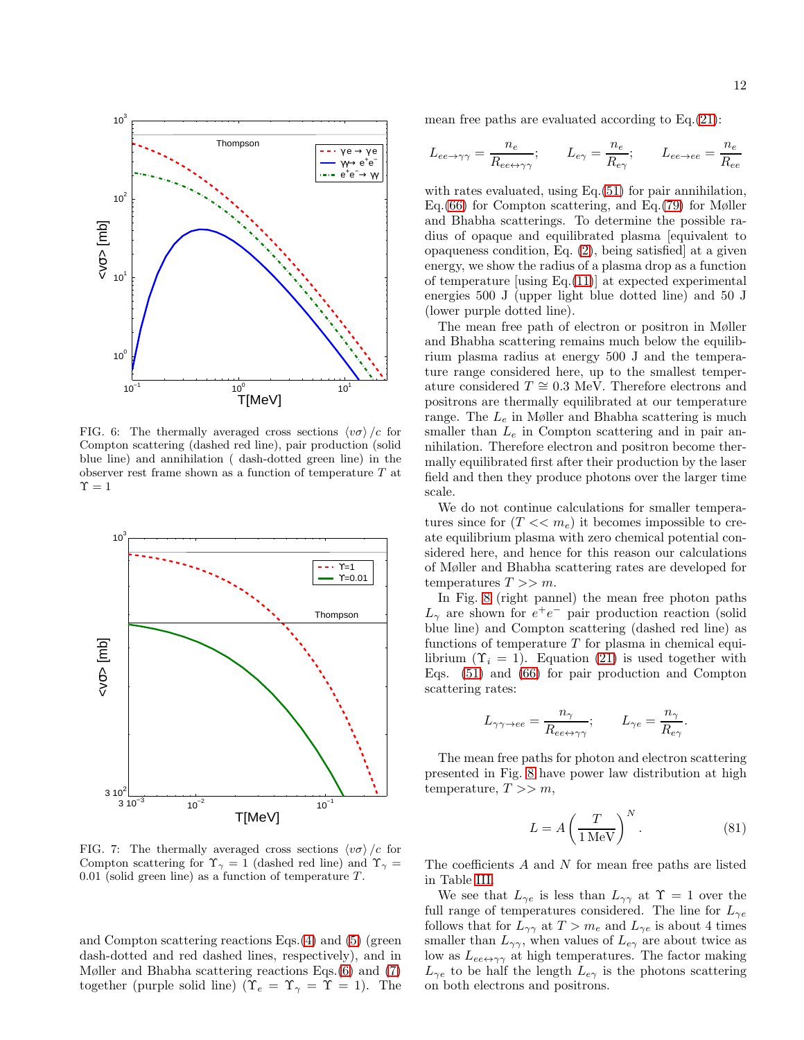FIG. 6: The thermally averaged cross sections $\langle v\sigma \rangle /c$ for Compton scattering (dashed red line), pair production (solid blue line) and annihilation ( dash-dotted green line) in the observer rest frame shown as a function of temperature $T$ at $\Upsilon = 1$

FIG. 7: The thermally averaged cross sections $\langle v\sigma \rangle /c$ for Compton scattering for $\Upsilon_\gamma = 1$ (dashed red line) and $\Upsilon_\gamma = 0.01$ (solid green line) as a function of temperature $T$.

and Compton scattering reactions Eqs.(4) and (5) (green dash-dotted and red dashed lines, respectively), and in Møller and Bhabha scattering reactions Eqs.(6) and (7) together (purple solid line) ($\Upsilon_e = \Upsilon_\gamma = \Upsilon = 1$). The mean free paths are evaluated according to Eq.(21):

$$L_{ee\to\gamma\gamma} = \frac{n_e}{R_{ee\leftrightarrow\gamma\gamma}}; \qquad L_{e\gamma} = \frac{n_e}{R_{e\gamma}}; \qquad L_{ee\to ee} = \frac{n_e}{R_{ee}}$$

with rates evaluated, using Eq.(51) for pair annihilation, Eq.(66) for Compton scattering, and Eq.(79) for Møller and Bhabha scatterings. To determine the possible radius of opaque and equilibrated plasma [equivalent to opaqueness condition, Eq. (2), being satisfied] at a given energy, we show the radius of a plasma drop as a function of temperature [using Eq.(11)] at expected experimental energies 500 J (upper light blue dotted line) and 50 J (lower purple dotted line).

The mean free path of electron or positron in Møller and Bhabha scattering remains much below the equilibrium plasma radius at energy 500 J and the temperature range considered here, up to the smallest temperature considered $T \cong 0.3$ MeV. Therefore electrons and positrons are thermally equilibrated at our temperature range. The $L_e$ in Møller and Bhabha scattering is much smaller than $L_e$ in Compton scattering and in pair annihilation. Therefore electron and positron become thermally equilibrated first after their production by the laser field and then they produce photons over the larger time scale.

We do not continue calculations for smaller temperatures since for ($T << m_e$) it becomes impossible to create equilibrium plasma with zero chemical potential considered here, and hence for this reason our calculations of Møller and Bhabha scattering rates are developed for temperatures $T >> m$.

In Fig. 8 (right pannel) the mean free photon paths $L_\gamma$ are shown for $e^+e^-$ pair production reaction (solid blue line) and Compton scattering (dashed red line) as functions of temperature $T$ for plasma in chemical equilibrium ($\Upsilon_i = 1$). Equation (21) is used together with Eqs. (51) and (66) for pair production and Compton scattering rates:

$$L_{\gamma\gamma\to ee} = \frac{n_\gamma}{R_{ee\leftrightarrow\gamma\gamma}}; \qquad L_{\gamma e} = \frac{n_\gamma}{R_{e\gamma}}.$$

The mean free paths for photon and electron scattering presented in Fig. 8 have power law distribution at high temperature, $T >> m$,

$$L = A\left(\frac{T}{1\,\mathrm{MeV}}\right)^N. \tag{81}$$

The coefficients $A$ and $N$ for mean free paths are listed in Table III.

We see that $L_{\gamma e}$ is less than $L_{\gamma\gamma}$ at $\Upsilon = 1$ over the full range of temperatures considered. The line for $L_{\gamma e}$ follows that for $L_{\gamma\gamma}$ at $T > m_e$ and $L_{\gamma e}$ is about 4 times smaller than $L_{\gamma\gamma}$, when values of $L_{e\gamma}$ are about twice as low as $L_{ee\leftrightarrow\gamma\gamma}$ at high temperatures. The factor making $L_{\gamma e}$ to be half the length $L_{e\gamma}$ is the photons scattering on both electrons and positrons.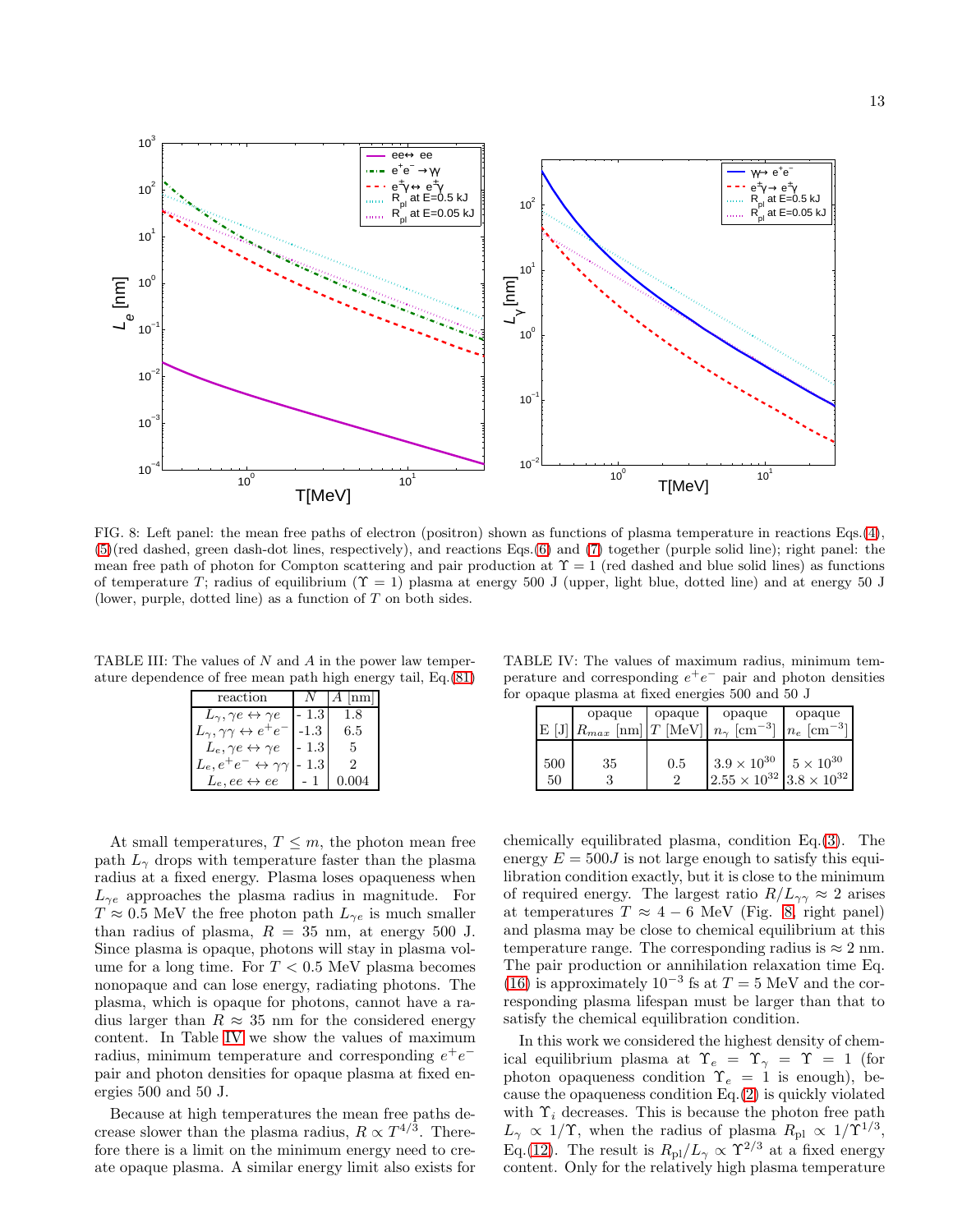FIG. 8: Left panel: the mean free paths of electron (positron) shown as functions of plasma temperature in reactions Eqs.(4), (5)(red dashed, green dash-dot lines, respectively), and reactions Eqs.(6) and (7) together (purple solid line); right panel: the mean free path of photon for Compton scattering and pair production at $\Upsilon = 1$ (red dashed and blue solid lines) as functions of temperature $T$; radius of equilibrium ($\Upsilon = 1$) plasma at energy 500 J (upper, light blue, dotted line) and at energy 50 J (lower, purple, dotted line) as a function of $T$ on both sides.

TABLE III: The values of $N$ and $A$ in the power law temperature dependence of free mean path high energy tail, Eq.(81)

| reaction | $N$ | $A$ [nm] |
|---|---|---|
| $L_\gamma, \gamma e \leftrightarrow \gamma e$ | - 1.3 | 1.8 |
| $L_\gamma, \gamma\gamma \leftrightarrow e^+e^-$ | -1.3 | 6.5 |
| $L_e, \gamma e \leftrightarrow \gamma e$ | - 1.3 | 5 |
| $L_e, e^+e^- \leftrightarrow \gamma\gamma$ | - 1.3 | 2 |
| $L_e, ee \leftrightarrow ee$ | - 1 | 0.004 |

TABLE IV: The values of maximum radius, minimum temperature and corresponding $e^+e^-$ pair and photon densities for opaque plasma at fixed energies 500 and 50 J

| E [J] | opaque $R_{max}$ [nm] | opaque $T$ [MeV] | opaque $n_\gamma$ [cm$^{-3}$] | opaque $n_e$ [cm$^{-3}$] |
|---|---|---|---|---|
| 500 | 35 | 0.5 | $3.9 \times 10^{30}$ | $5 \times 10^{30}$ |
| 50 | 3 | 2 | $2.55 \times 10^{32}$ | $3.8 \times 10^{32}$ |

At small temperatures, $T \leq m$, the photon mean free path $L_\gamma$ drops with temperature faster than the plasma radius at a fixed energy. Plasma loses opaqueness when $L_{\gamma e}$ approaches the plasma radius in magnitude. For $T \approx 0.5$ MeV the free photon path $L_{\gamma e}$ is much smaller than radius of plasma, $R = 35$ nm, at energy 500 J. Since plasma is opaque, photons will stay in plasma volume for a long time. For $T < 0.5$ MeV plasma becomes nonopaque and can lose energy, radiating photons. The plasma, which is opaque for photons, cannot have a radius larger than $R \approx 35$ nm for the considered energy content. In Table IV we show the values of maximum radius, minimum temperature and corresponding $e^+e^-$ pair and photon densities for opaque plasma at fixed energies 500 and 50 J.

Because at high temperatures the mean free paths decrease slower than the plasma radius, $R \propto T^{4/3}$. Therefore there is a limit on the minimum energy need to create opaque plasma. A similar energy limit also exists for chemically equilibrated plasma, condition Eq.(3). The energy $E = 500J$ is not large enough to satisfy this equilibration condition exactly, but it is close to the minimum of required energy. The largest ratio $R/L_{\gamma\gamma} \approx 2$ arises at temperatures $T \approx 4-6$ MeV (Fig. 8, right panel) and plasma may be close to chemical equilibrium at this temperature range. The corresponding radius is $\approx 2$ nm. The pair production or annihilation relaxation time Eq.(16) is approximately $10^{-3}$ fs at $T = 5$ MeV and the corresponding plasma lifespan must be larger than that to satisfy the chemical equilibration condition.

In this work we considered the highest density of chemical equilibrium plasma at $\Upsilon_e = \Upsilon_\gamma = \Upsilon = 1$ (for photon opaqueness condition $\Upsilon_e = 1$ is enough), because the opaqueness condition Eq.(2) is quickly violated with $\Upsilon_i$ decreases. This is because the photon free path $L_\gamma \propto 1/\Upsilon$, when the radius of plasma $R_{\rm pl} \propto 1/\Upsilon^{1/3}$, Eq.(12). The result is $R_{\rm pl}/L_\gamma \propto \Upsilon^{2/3}$ at a fixed energy content. Only for the relatively high plasma temperature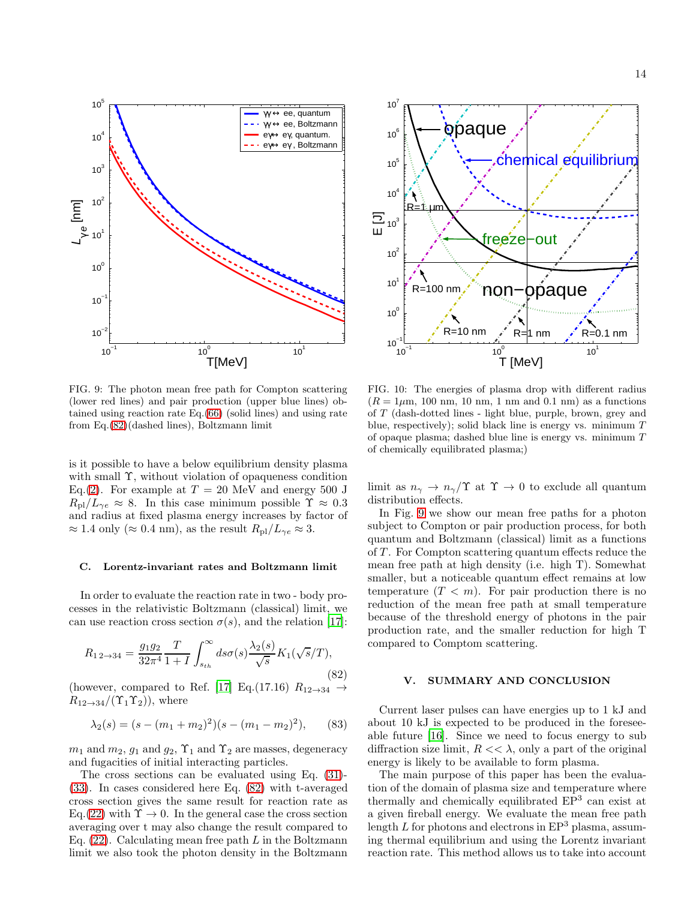FIG. 9: The photon mean free path for Compton scattering (lower red lines) and pair production (upper blue lines) obtained using reaction rate Eq.(66) (solid lines) and using rate from Eq.(82)(dashed lines), Boltzmann limit

FIG. 10: The energies of plasma drop with different radius ($R = 1\mu$m, 100 nm, 10 nm, 1 nm and 0.1 nm) as a functions of $T$ (dash-dotted lines - light blue, purple, brown, grey and blue, respectively); solid black line is energy vs. minimum $T$ of opaque plasma; dashed blue line is energy vs. minimum $T$ of chemically equilibrated plasma;)

is it possible to have a below equilibrium density plasma with small $\Upsilon$, without violation of opaqueness condition Eq.(2). For example at $T = 20$ MeV and energy 500 J $R_{\rm pl}/L_{\gamma e} \approx 8$. In this case minimum possible $\Upsilon \approx 0.3$ and radius at fixed plasma energy increases by factor of $\approx 1.4$ only ($\approx 0.4$ nm), as the result $R_{\rm pl}/L_{\gamma e} \approx 3$.

### C. Lorentz-invariant rates and Boltzmann limit

In order to evaluate the reaction rate in two - body processes in the relativistic Boltzmann (classical) limit, we can use reaction cross section $\sigma(s)$, and the relation [17]:

$$R_{1\,2\to 34} = \frac{g_1 g_2}{32\pi^4}\frac{T}{1+I}\int_{s_{th}}^{\infty} ds\sigma(s)\frac{\lambda_2(s)}{\sqrt{s}}K_1(\sqrt{s}/T), \tag{82}$$

(however, compared to Ref. [17] Eq.(17.16) $R_{12\to 34} \to R_{12\to 34}/(\Upsilon_1\Upsilon_2)$), where

$$\lambda_2(s) = (s-(m_1+m_2)^2)(s-(m_1-m_2)^2), \tag{83}$$

$m_1$ and $m_2$, $g_1$ and $g_2$, $\Upsilon_1$ and $\Upsilon_2$ are masses, degeneracy and fugacities of initial interacting particles.

The cross sections can be evaluated using Eq. (31)-(33). In cases considered here Eq. (82) with t-averaged cross section gives the same result for reaction rate as Eq.(22) with $\Upsilon \to 0$. In the general case the cross section averaging over t may also change the result compared to Eq. (22). Calculating mean free path $L$ in the Boltzmann limit we also took the photon density in the Boltzmann limit as $n_\gamma \to n_\gamma/\Upsilon$ at $\Upsilon \to 0$ to exclude all quantum distribution effects.

In Fig. 9 we show our mean free paths for a photon subject to Compton or pair production process, for both quantum and Boltzmann (classical) limit as a functions of $T$. For Compton scattering quantum effects reduce the mean free path at high density (i.e. high T). Somewhat smaller, but a noticeable quantum effect remains at low temperature ($T < m$). For pair production there is no reduction of the mean free path at small temperature because of the threshold energy of photons in the pair production rate, and the smaller reduction for high T compared to Comptom scattering.

## V. SUMMARY AND CONCLUSION

Current laser pulses can have energies up to 1 kJ and about 10 kJ is expected to be produced in the foreseeable future [16]. Since we need to focus energy to sub diffraction size limit, $R << \lambda$, only a part of the original energy is likely to be available to form plasma.

The main purpose of this paper has been the evaluation of the domain of plasma size and temperature where thermally and chemically equilibrated EP[3] can exist at a given fireball energy. We evaluate the mean free path length $L$ for photons and electrons in EP[3] plasma, assuming thermal equilibrium and using the Lorentz invariant reaction rate. This method allows us to take into account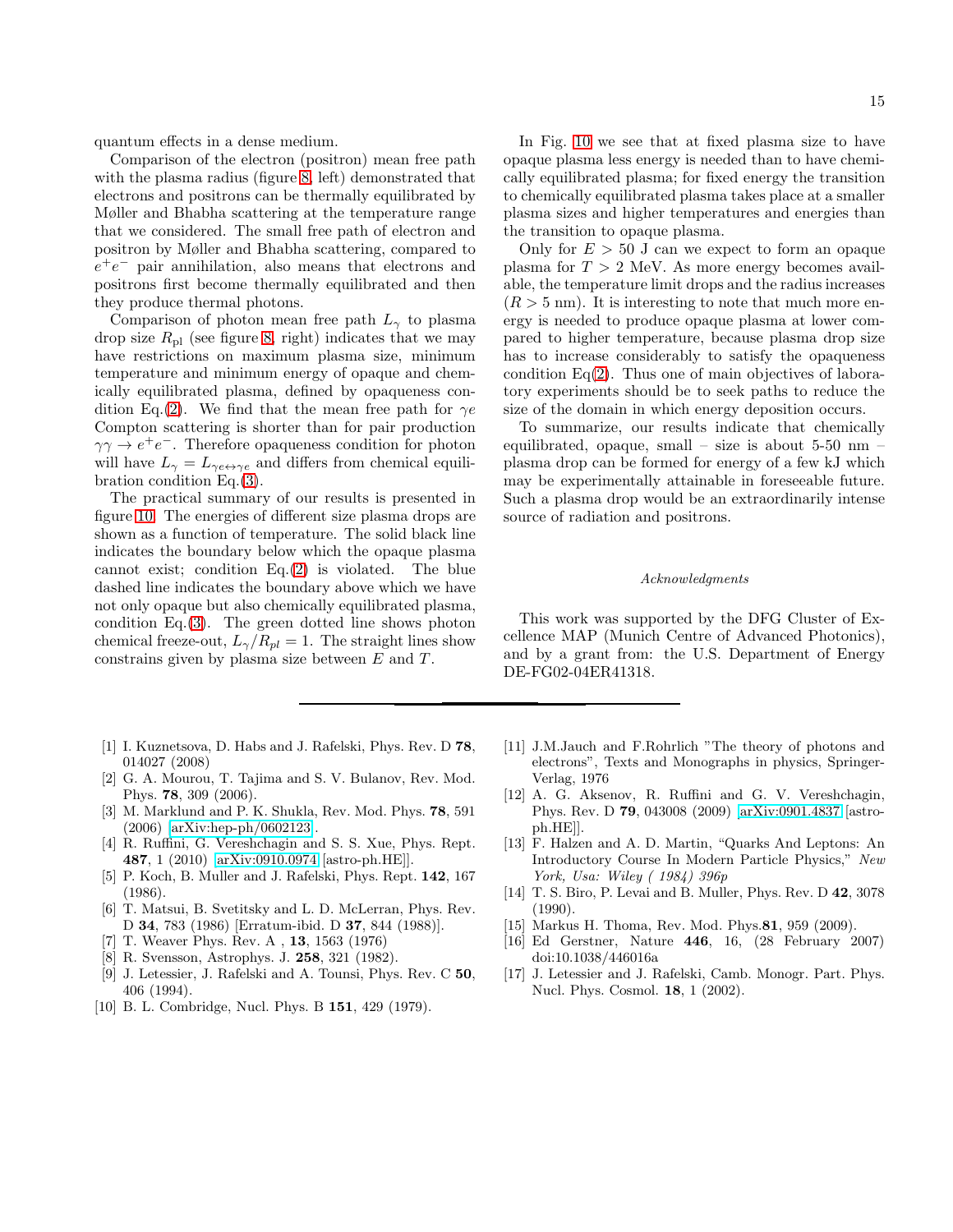quantum effects in a dense medium.

Comparison of the electron (positron) mean free path with the plasma radius (figure 8, left) demonstrated that electrons and positrons can be thermally equilibrated by Møller and Bhabha scattering at the temperature range that we considered. The small free path of electron and positron by Møller and Bhabha scattering, compared to $e^+e^-$ pair annihilation, also means that electrons and positrons first become thermally equilibrated and then they produce thermal photons.

Comparison of photon mean free path $L_\gamma$ to plasma drop size $R_{\rm pl}$ (see figure 8, right) indicates that we may have restrictions on maximum plasma size, minimum temperature and minimum energy of opaque and chemically equilibrated plasma, defined by opaqueness condition Eq.(2). We find that the mean free path for $\gamma e$ Compton scattering is shorter than for pair production $\gamma\gamma \to e^+e^-$. Therefore opaqueness condition for photon will have $L_\gamma = L_{\gamma e \leftrightarrow \gamma e}$ and differs from chemical equilibration condition Eq.(3).

The practical summary of our results is presented in figure 10. The energies of different size plasma drops are shown as a function of temperature. The solid black line indicates the boundary below which the opaque plasma cannot exist; condition Eq.(2) is violated. The blue dashed line indicates the boundary above which we have not only opaque but also chemically equilibrated plasma, condition Eq.(3). The green dotted line shows photon chemical freeze-out, $L_\gamma/R_{pl} = 1$. The straight lines show constrains given by plasma size between $E$ and $T$.

In Fig. 10 we see that at fixed plasma size to have opaque plasma less energy is needed than to have chemically equilibrated plasma; for fixed energy the transition to chemically equilibrated plasma takes place at a smaller plasma sizes and higher temperatures and energies than the transition to opaque plasma.

Only for $E > 50$ J can we expect to form an opaque plasma for $T > 2$ MeV. As more energy becomes available, the temperature limit drops and the radius increases ($R > 5$ nm). It is interesting to note that much more energy is needed to produce opaque plasma at lower compared to higher temperature, because plasma drop size has to increase considerably to satisfy the opaqueness condition Eq(2). Thus one of main objectives of laboratory experiments should be to seek paths to reduce the size of the domain in which energy deposition occurs.

To summarize, our results indicate that chemically equilibrated, opaque, small – size is about 5-50 nm – plasma drop can be formed for energy of a few kJ which may be experimentally attainable in foreseeable future. Such a plasma drop would be an extraordinarily intense source of radiation and positrons.

*Acknowledgments*

This work was supported by the DFG Cluster of Excellence MAP (Munich Centre of Advanced Photonics), and by a grant from: the U.S. Department of Energy DE-FG02-04ER41318.

---

[1] I. Kuznetsova, D. Habs and J. Rafelski, Phys. Rev. D **78**, 014027 (2008)

[2] G. A. Mourou, T. Tajima and S. V. Bulanov, Rev. Mod. Phys. **78**, 309 (2006).

[3] M. Marklund and P. K. Shukla, Rev. Mod. Phys. **78**, 591 (2006) [arXiv:hep-ph/0602123].

[4] R. Ruffini, G. Vereshchagin and S. S. Xue, Phys. Rept. **487**, 1 (2010) [arXiv:0910.0974 [astro-ph.HE]].

[5] P. Koch, B. Muller and J. Rafelski, Phys. Rept. **142**, 167 (1986).

[6] T. Matsui, B. Svetitsky and L. D. McLerran, Phys. Rev. D **34**, 783 (1986) [Erratum-ibid. D **37**, 844 (1988)].

[7] T. Weaver Phys. Rev. A , **13**, 1563 (1976)

[8] R. Svensson, Astrophys. J. **258**, 321 (1982).

[9] J. Letessier, J. Rafelski and A. Tounsi, Phys. Rev. C **50**, 406 (1994).

[10] B. L. Combridge, Nucl. Phys. B **151**, 429 (1979).

[11] J.M.Jauch and F.Rohrlich "The theory of photons and electrons", Texts and Monographs in physics, Springer-Verlag, 1976

[12] A. G. Aksenov, R. Ruffini and G. V. Vereshchagin, Phys. Rev. D **79**, 043008 (2009) [arXiv:0901.4837 [astro-ph.HE]].

[13] F. Halzen and A. D. Martin, "Quarks And Leptons: An Introductory Course In Modern Particle Physics," *New York, Usa: Wiley ( 1984) 396p*

[14] T. S. Biro, P. Levai and B. Muller, Phys. Rev. D **42**, 3078 (1990).

[15] Markus H. Thoma, Rev. Mod. Phys.**81**, 959 (2009).

[16] Ed Gerstner, Nature **446**, 16, (28 February 2007) doi:10.1038/446016a

[17] J. Letessier and J. Rafelski, Camb. Monogr. Part. Phys. Nucl. Phys. Cosmol. **18**, 1 (2002).